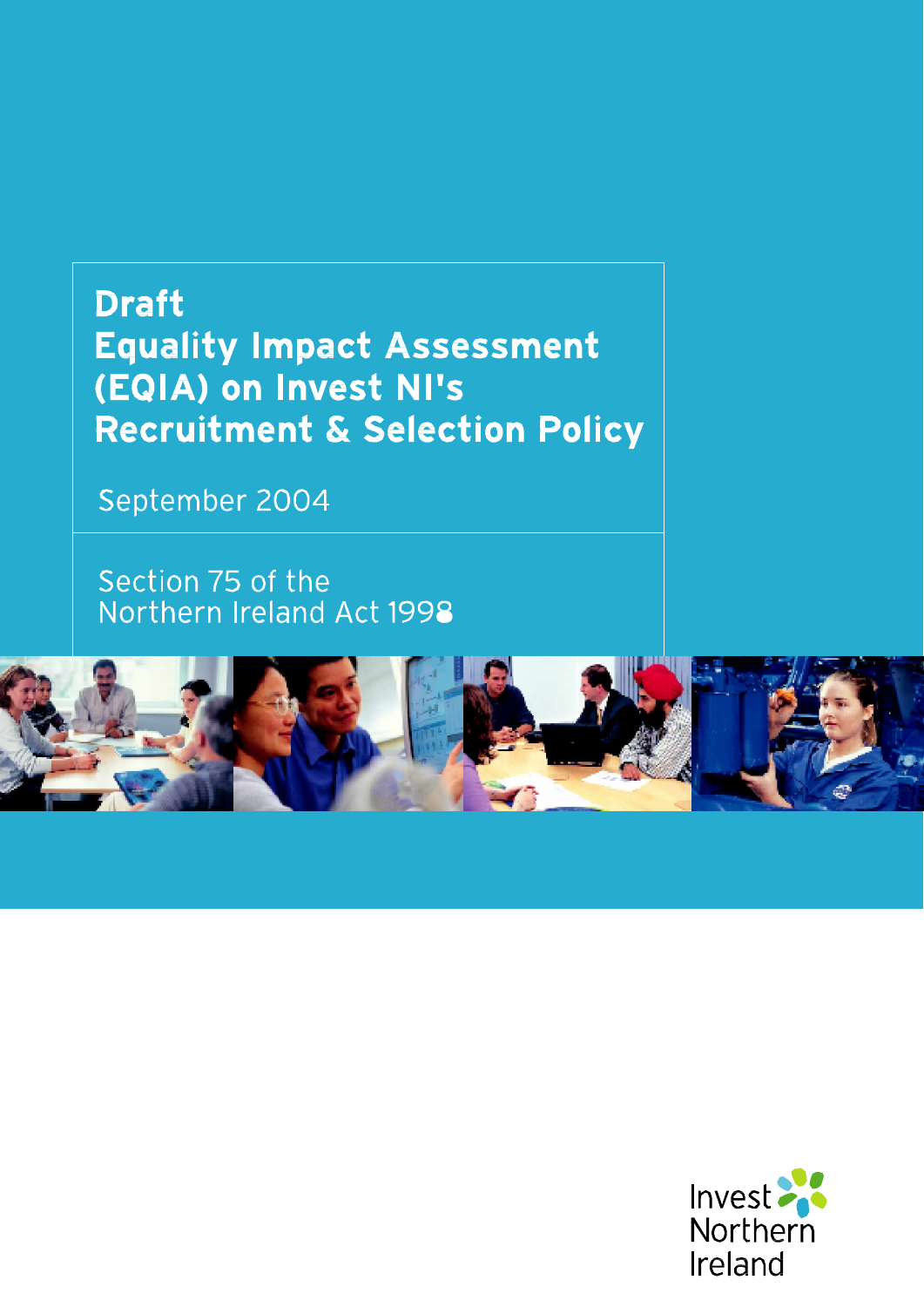# Draft Equality Impact Assessment (EQIA) on Invest NI's Recruitment & Selection Policy

September 2004

Section 75 of the Northern Ireland Act 1998

Invest Northern Ireland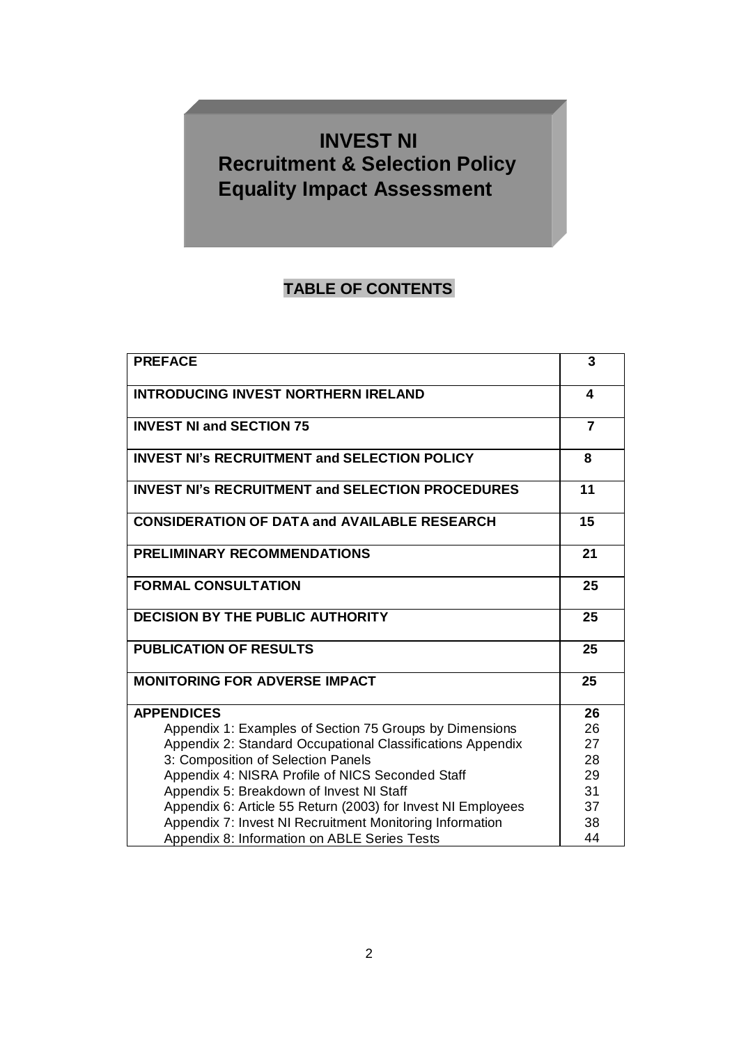# INVEST NI
# Recruitment & Selection Policy
# Equality Impact Assessment

## TABLE OF CONTENTS

| | |
|---|---|
| **PREFACE** | **3** |
| **INTRODUCING INVEST NORTHERN IRELAND** | **4** |
| **INVEST NI and SECTION 75** | **7** |
| **INVEST NI's RECRUITMENT and SELECTION POLICY** | **8** |
| **INVEST NI's RECRUITMENT and SELECTION PROCEDURES** | **11** |
| **CONSIDERATION OF DATA and AVAILABLE RESEARCH** | **15** |
| **PRELIMINARY RECOMMENDATIONS** | **21** |
| **FORMAL CONSULTATION** | **25** |
| **DECISION BY THE PUBLIC AUTHORITY** | **25** |
| **PUBLICATION OF RESULTS** | **25** |
| **MONITORING FOR ADVERSE IMPACT** | **25** |
| **APPENDICES** | **26** |
| Appendix 1: Examples of Section 75 Groups by Dimensions | 26 |
| Appendix 2: Standard Occupational Classifications Appendix | 27 |
| 3: Composition of Selection Panels | 28 |
| Appendix 4: NISRA Profile of NICS Seconded Staff | 29 |
| Appendix 5: Breakdown of Invest NI Staff | 31 |
| Appendix 6: Article 55 Return (2003) for Invest NI Employees | 37 |
| Appendix 7: Invest NI Recruitment Monitoring Information | 38 |
| Appendix 8: Information on ABLE Series Tests | 44 |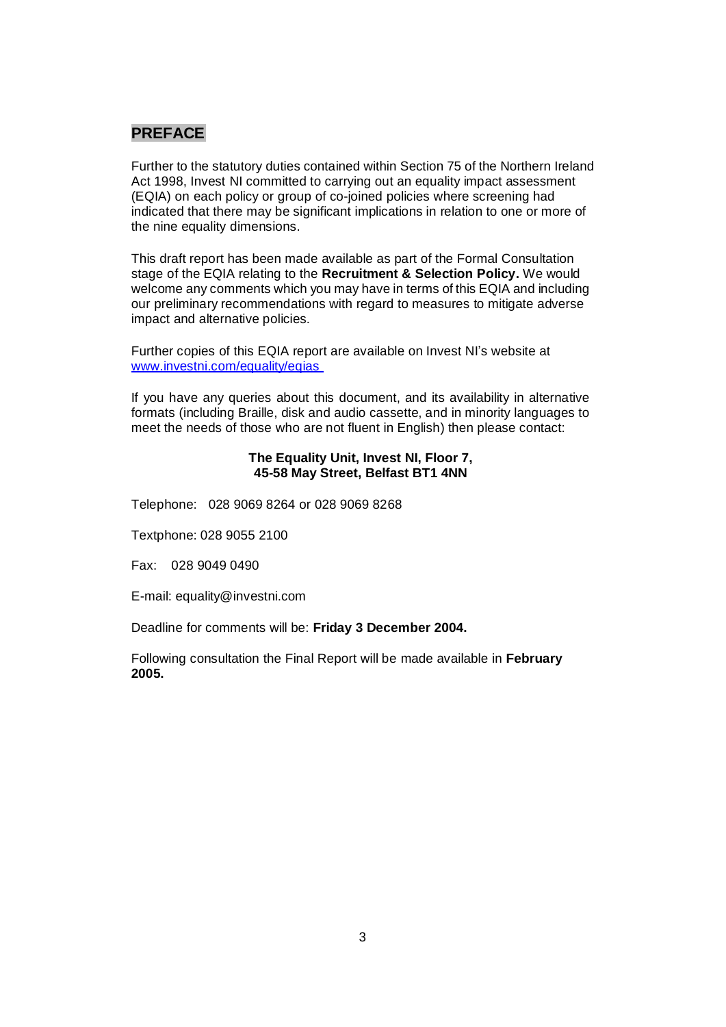## PREFACE

Further to the statutory duties contained within Section 75 of the Northern Ireland Act 1998, Invest NI committed to carrying out an equality impact assessment (EQIA) on each policy or group of co-joined policies where screening had indicated that there may be significant implications in relation to one or more of the nine equality dimensions.

This draft report has been made available as part of the Formal Consultation stage of the EQIA relating to the **Recruitment & Selection Policy.** We would welcome any comments which you may have in terms of this EQIA and including our preliminary recommendations with regard to measures to mitigate adverse impact and alternative policies.

Further copies of this EQIA report are available on Invest NI's website at www.investni.com/equality/eqias

If you have any queries about this document, and its availability in alternative formats (including Braille, disk and audio cassette, and in minority languages to meet the needs of those who are not fluent in English) then please contact:

**The Equality Unit, Invest NI, Floor 7,**
**45-58 May Street, Belfast BT1 4NN**

Telephone: 028 9069 8264 or 028 9069 8268

Textphone: 028 9055 2100

Fax: 028 9049 0490

E-mail: equality@investni.com

Deadline for comments will be: **Friday 3 December 2004.**

Following consultation the Final Report will be made available in **February 2005.**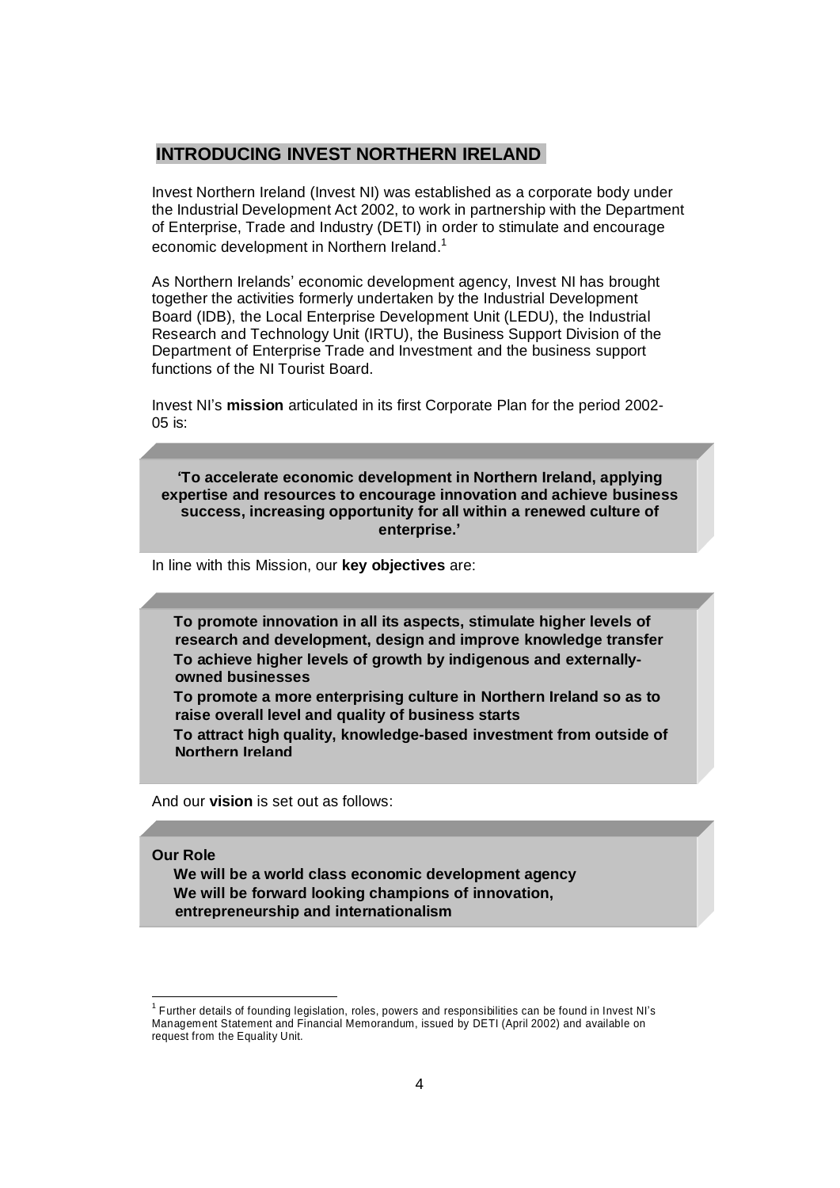## INTRODUCING INVEST NORTHERN IRELAND

Invest Northern Ireland (Invest NI) was established as a corporate body under the Industrial Development Act 2002, to work in partnership with the Department of Enterprise, Trade and Industry (DETI) in order to stimulate and encourage economic development in Northern Ireland.[1]

As Northern Irelands' economic development agency, Invest NI has brought together the activities formerly undertaken by the Industrial Development Board (IDB), the Local Enterprise Development Unit (LEDU), the Industrial Research and Technology Unit (IRTU), the Business Support Division of the Department of Enterprise Trade and Investment and the business support functions of the NI Tourist Board.

Invest NI's **mission** articulated in its first Corporate Plan for the period 2002-05 is:

> **'To accelerate economic development in Northern Ireland, applying expertise and resources to encourage innovation and achieve business success, increasing opportunity for all within a renewed culture of enterprise.'**

In line with this Mission, our **key objectives** are:

- **To promote innovation in all its aspects, stimulate higher levels of research and development, design and improve knowledge transfer**
- **To achieve higher levels of growth by indigenous and externally-owned businesses**
- **To promote a more enterprising culture in Northern Ireland so as to raise overall level and quality of business starts**
- **To attract high quality, knowledge-based investment from outside of Northern Ireland**

And our **vision** is set out as follows:

**Our Role**

- **We will be a world class economic development agency**
- **We will be forward looking champions of innovation, entrepreneurship and internationalism**

---

[1] Further details of founding legislation, roles, powers and responsibilities can be found in Invest NI's Management Statement and Financial Memorandum, issued by DETI (April 2002) and available on request from the Equality Unit.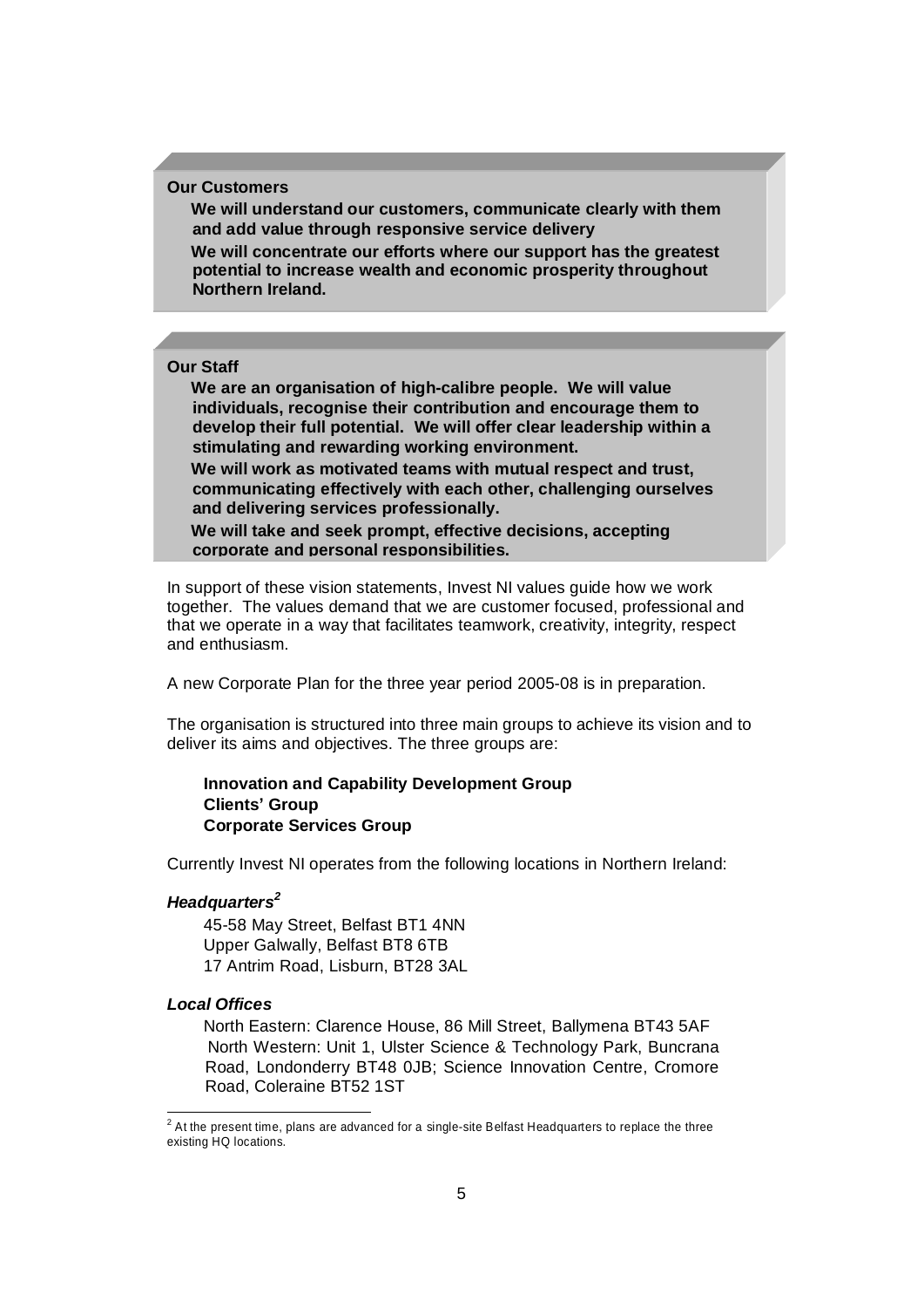**Our Customers**

- **We will understand our customers, communicate clearly with them and add value through responsive service delivery**
- **We will concentrate our efforts where our support has the greatest potential to increase wealth and economic prosperity throughout Northern Ireland.**

**Our Staff**

- **We are an organisation of high-calibre people. We will value individuals, recognise their contribution and encourage them to develop their full potential. We will offer clear leadership within a stimulating and rewarding working environment.**
- **We will work as motivated teams with mutual respect and trust, communicating effectively with each other, challenging ourselves and delivering services professionally.**
- **We will take and seek prompt, effective decisions, accepting corporate and personal responsibilities.**

In support of these vision statements, Invest NI values guide how we work together. The values demand that we are customer focused, professional and that we operate in a way that facilitates teamwork, creativity, integrity, respect and enthusiasm.

A new Corporate Plan for the three year period 2005-08 is in preparation.

The organisation is structured into three main groups to achieve its vision and to deliver its aims and objectives. The three groups are:

**Innovation and Capability Development Group**
**Clients' Group**
**Corporate Services Group**

Currently Invest NI operates from the following locations in Northern Ireland:

***Headquarters***[2]

45-58 May Street, Belfast BT1 4NN
Upper Galwally, Belfast BT8 6TB
17 Antrim Road, Lisburn, BT28 3AL

***Local Offices***

North Eastern: Clarence House, 86 Mill Street, Ballymena BT43 5AF
North Western: Unit 1, Ulster Science & Technology Park, Buncrana Road, Londonderry BT48 0JB; Science Innovation Centre, Cromore Road, Coleraine BT52 1ST

[2] At the present time, plans are advanced for a single-site Belfast Headquarters to replace the three existing HQ locations.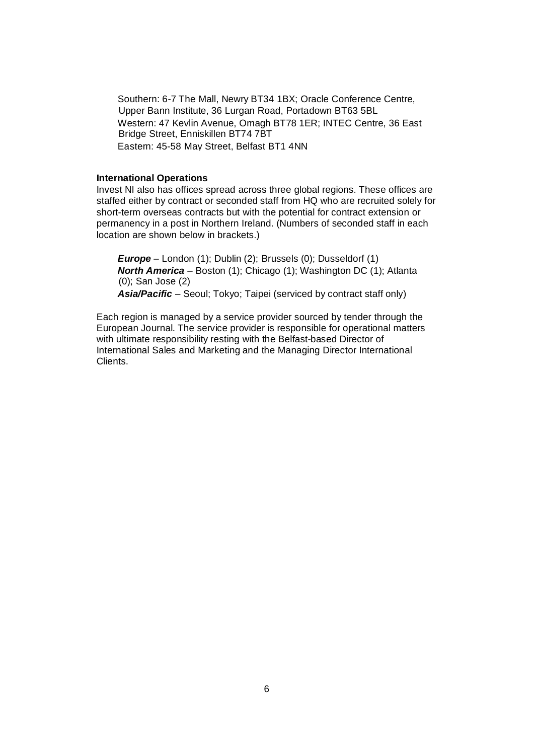Southern: 6-7 The Mall, Newry BT34 1BX; Oracle Conference Centre, Upper Bann Institute, 36 Lurgan Road, Portadown BT63 5BL

Western: 47 Kevlin Avenue, Omagh BT78 1ER; INTEC Centre, 36 East Bridge Street, Enniskillen BT74 7BT

Eastern: 45-58 May Street, Belfast BT1 4NN

**International Operations**

Invest NI also has offices spread across three global regions. These offices are staffed either by contract or seconded staff from HQ who are recruited solely for short-term overseas contracts but with the potential for contract extension or permanency in a post in Northern Ireland. (Numbers of seconded staff in each location are shown below in brackets.)

***Europe*** – London (1); Dublin (2); Brussels (0); Dusseldorf (1)

***North America*** – Boston (1); Chicago (1); Washington DC (1); Atlanta (0); San Jose (2)

***Asia/Pacific*** – Seoul; Tokyo; Taipei (serviced by contract staff only)

Each region is managed by a service provider sourced by tender through the European Journal. The service provider is responsible for operational matters with ultimate responsibility resting with the Belfast-based Director of International Sales and Marketing and the Managing Director International Clients.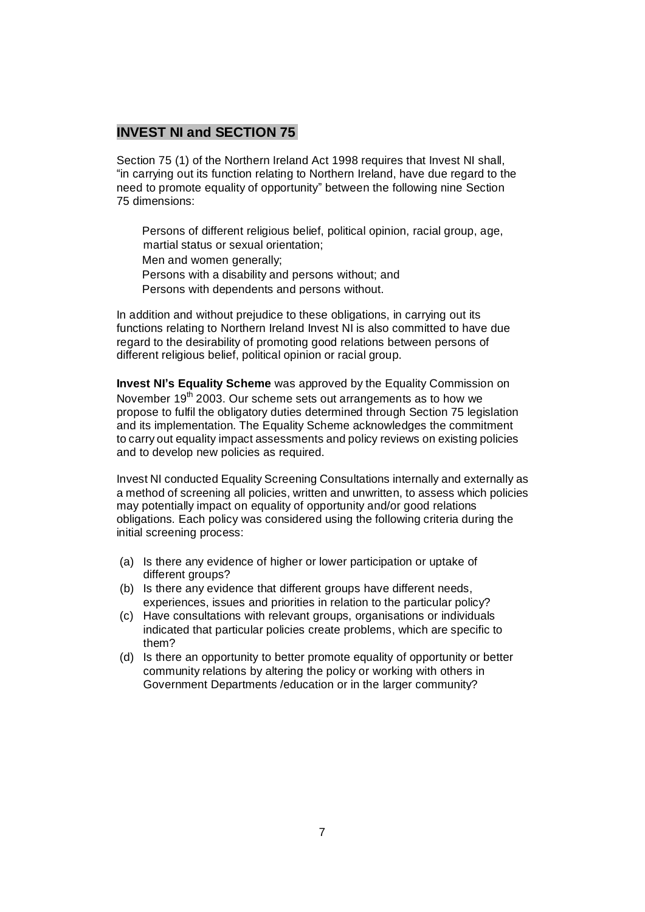## INVEST NI and SECTION 75

Section 75 (1) of the Northern Ireland Act 1998 requires that Invest NI shall, "in carrying out its function relating to Northern Ireland, have due regard to the need to promote equality of opportunity" between the following nine Section 75 dimensions:

- Persons of different religious belief, political opinion, racial group, age, martial status or sexual orientation;
- Men and women generally;
- Persons with a disability and persons without; and
- Persons with dependents and persons without.

In addition and without prejudice to these obligations, in carrying out its functions relating to Northern Ireland Invest NI is also committed to have due regard to the desirability of promoting good relations between persons of different religious belief, political opinion or racial group.

**Invest NI's Equality Scheme** was approved by the Equality Commission on November 19th 2003. Our scheme sets out arrangements as to how we propose to fulfil the obligatory duties determined through Section 75 legislation and its implementation. The Equality Scheme acknowledges the commitment to carry out equality impact assessments and policy reviews on existing policies and to develop new policies as required.

Invest NI conducted Equality Screening Consultations internally and externally as a method of screening all policies, written and unwritten, to assess which policies may potentially impact on equality of opportunity and/or good relations obligations. Each policy was considered using the following criteria during the initial screening process:

(a) Is there any evidence of higher or lower participation or uptake of different groups?
(b) Is there any evidence that different groups have different needs, experiences, issues and priorities in relation to the particular policy?
(c) Have consultations with relevant groups, organisations or individuals indicated that particular policies create problems, which are specific to them?
(d) Is there an opportunity to better promote equality of opportunity or better community relations by altering the policy or working with others in Government Departments /education or in the larger community?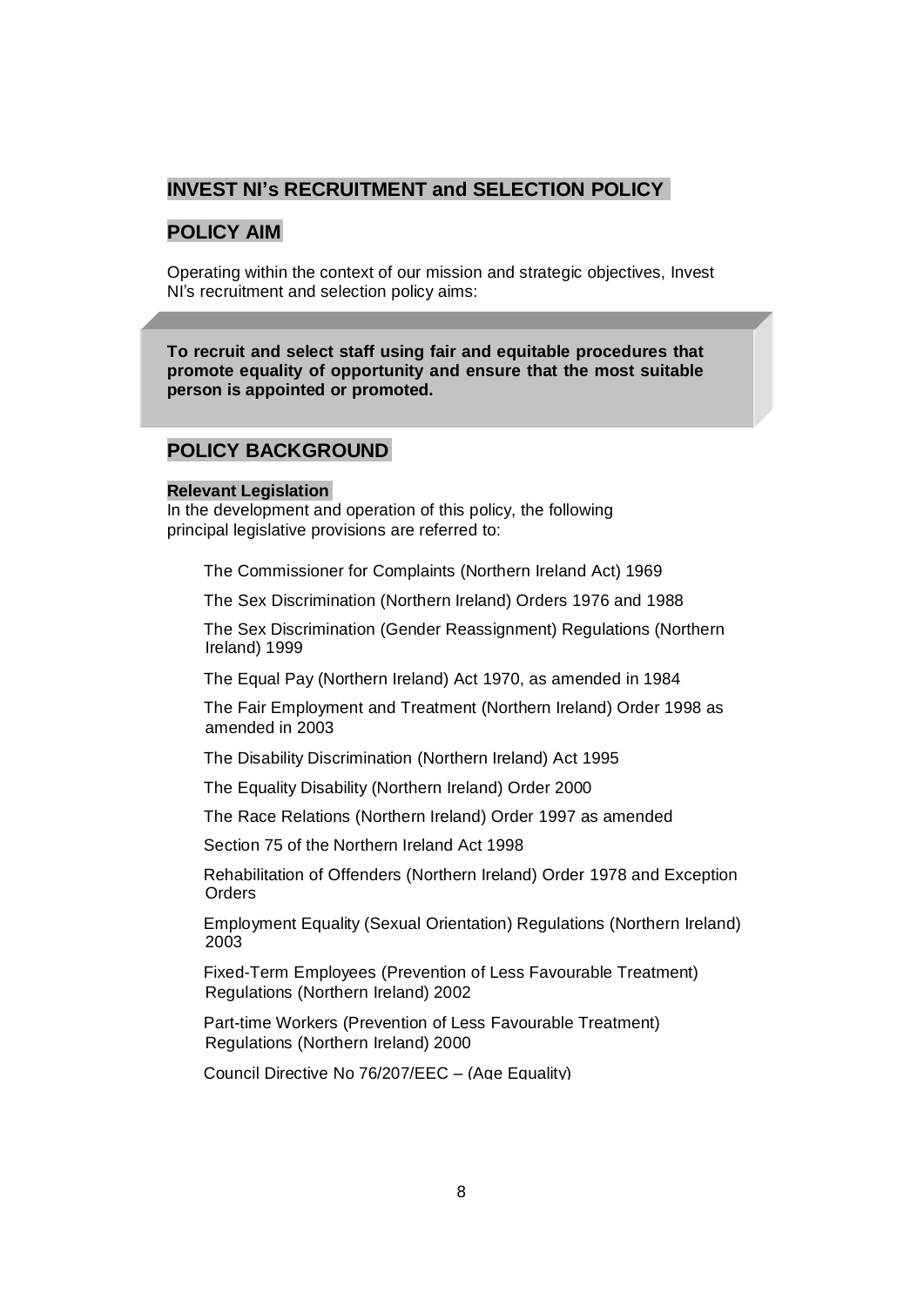## INVEST NI's RECRUITMENT and SELECTION POLICY

## POLICY AIM

Operating within the context of our mission and strategic objectives, Invest NI's recruitment and selection policy aims:

> **To recruit and select staff using fair and equitable procedures that promote equality of opportunity and ensure that the most suitable person is appointed or promoted.**

## POLICY BACKGROUND

### Relevant Legislation

In the development and operation of this policy, the following principal legislative provisions are referred to:

- The Commissioner for Complaints (Northern Ireland Act) 1969
- The Sex Discrimination (Northern Ireland) Orders 1976 and 1988
- The Sex Discrimination (Gender Reassignment) Regulations (Northern Ireland) 1999
- The Equal Pay (Northern Ireland) Act 1970, as amended in 1984
- The Fair Employment and Treatment (Northern Ireland) Order 1998 as amended in 2003
- The Disability Discrimination (Northern Ireland) Act 1995
- The Equality Disability (Northern Ireland) Order 2000
- The Race Relations (Northern Ireland) Order 1997 as amended
- Section 75 of the Northern Ireland Act 1998
- Rehabilitation of Offenders (Northern Ireland) Order 1978 and Exception Orders
- Employment Equality (Sexual Orientation) Regulations (Northern Ireland) 2003
- Fixed-Term Employees (Prevention of Less Favourable Treatment) Regulations (Northern Ireland) 2002
- Part-time Workers (Prevention of Less Favourable Treatment) Regulations (Northern Ireland) 2000
- Council Directive No 76/207/EEC – (Age Equality)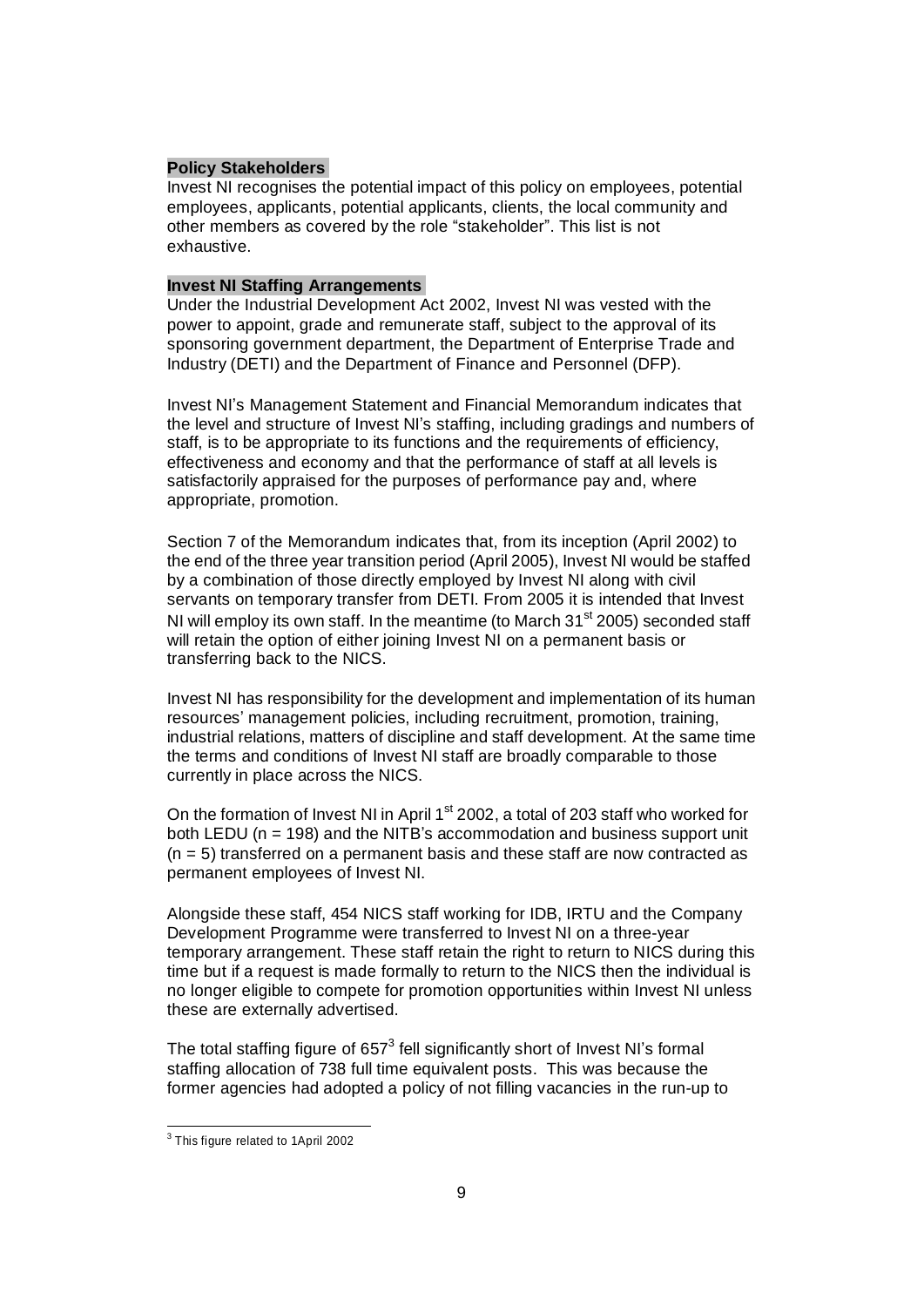**Policy Stakeholders**

Invest NI recognises the potential impact of this policy on employees, potential employees, applicants, potential applicants, clients, the local community and other members as covered by the role "stakeholder". This list is not exhaustive.

**Invest NI Staffing Arrangements**

Under the Industrial Development Act 2002, Invest NI was vested with the power to appoint, grade and remunerate staff, subject to the approval of its sponsoring government department, the Department of Enterprise Trade and Industry (DETI) and the Department of Finance and Personnel (DFP).

Invest NI's Management Statement and Financial Memorandum indicates that the level and structure of Invest NI's staffing, including gradings and numbers of staff, is to be appropriate to its functions and the requirements of efficiency, effectiveness and economy and that the performance of staff at all levels is satisfactorily appraised for the purposes of performance pay and, where appropriate, promotion.

Section 7 of the Memorandum indicates that, from its inception (April 2002) to the end of the three year transition period (April 2005), Invest NI would be staffed by a combination of those directly employed by Invest NI along with civil servants on temporary transfer from DETI. From 2005 it is intended that Invest NI will employ its own staff. In the meantime (to March 31st 2005) seconded staff will retain the option of either joining Invest NI on a permanent basis or transferring back to the NICS.

Invest NI has responsibility for the development and implementation of its human resources' management policies, including recruitment, promotion, training, industrial relations, matters of discipline and staff development. At the same time the terms and conditions of Invest NI staff are broadly comparable to those currently in place across the NICS.

On the formation of Invest NI in April 1st 2002, a total of 203 staff who worked for both LEDU (n = 198) and the NITB's accommodation and business support unit (n = 5) transferred on a permanent basis and these staff are now contracted as permanent employees of Invest NI.

Alongside these staff, 454 NICS staff working for IDB, IRTU and the Company Development Programme were transferred to Invest NI on a three-year temporary arrangement. These staff retain the right to return to NICS during this time but if a request is made formally to return to the NICS then the individual is no longer eligible to compete for promotion opportunities within Invest NI unless these are externally advertised.

The total staffing figure of 657[3] fell significantly short of Invest NI's formal staffing allocation of 738 full time equivalent posts. This was because the former agencies had adopted a policy of not filling vacancies in the run-up to

[3] This figure related to 1April 2002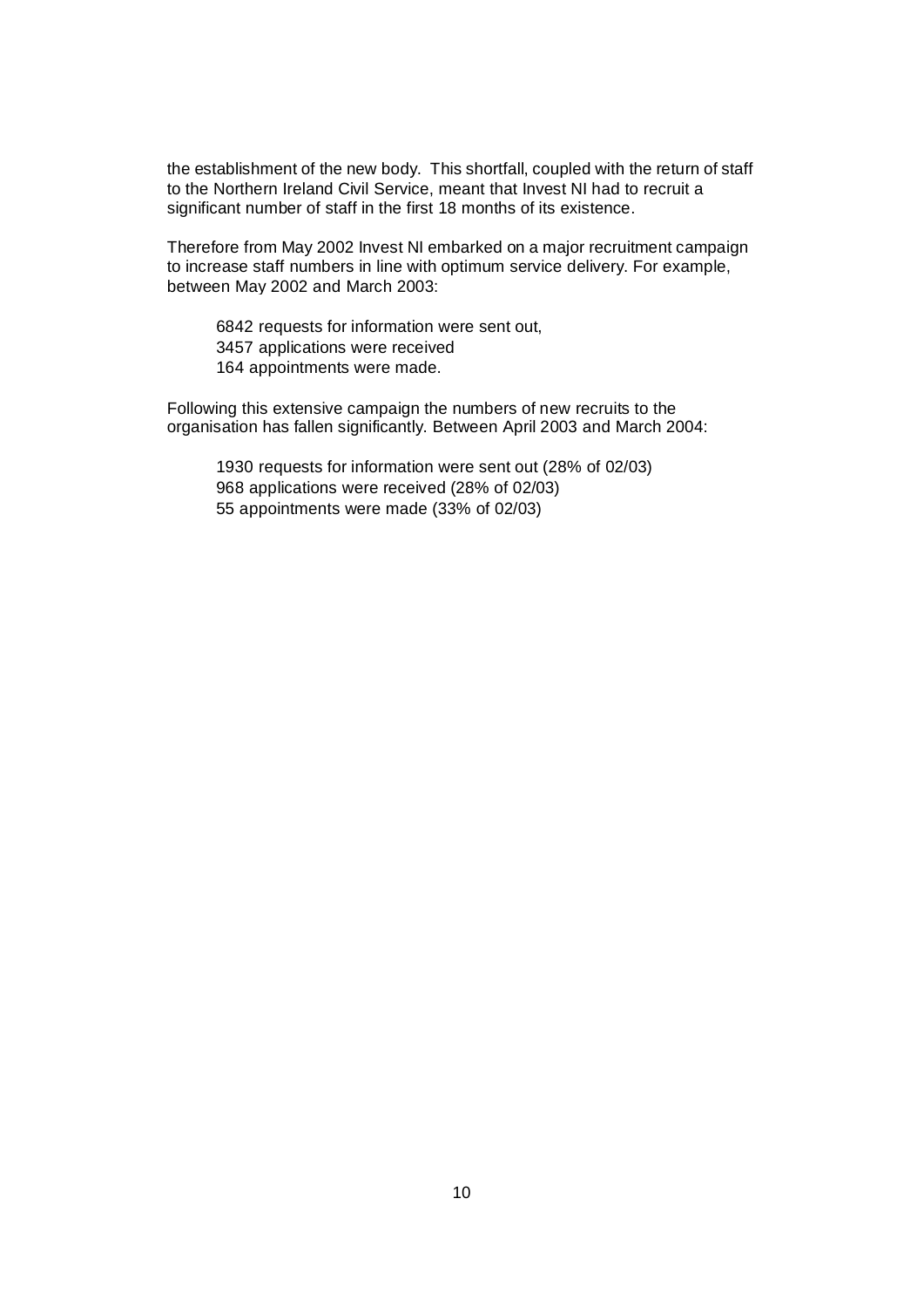the establishment of the new body. This shortfall, coupled with the return of staff to the Northern Ireland Civil Service, meant that Invest NI had to recruit a significant number of staff in the first 18 months of its existence.

Therefore from May 2002 Invest NI embarked on a major recruitment campaign to increase staff numbers in line with optimum service delivery. For example, between May 2002 and March 2003:

> 6842 requests for information were sent out,
> 3457 applications were received
> 164 appointments were made.

Following this extensive campaign the numbers of new recruits to the organisation has fallen significantly. Between April 2003 and March 2004:

> 1930 requests for information were sent out (28% of 02/03)
> 968 applications were received (28% of 02/03)
> 55 appointments were made (33% of 02/03)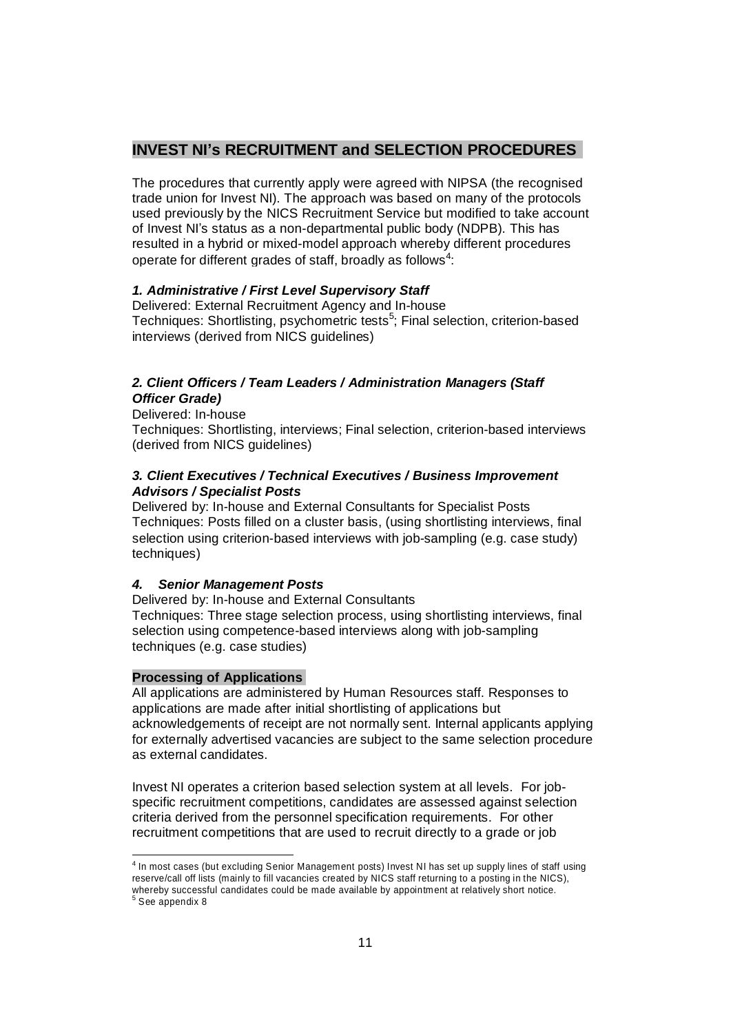## INVEST NI's RECRUITMENT and SELECTION PROCEDURES

The procedures that currently apply were agreed with NIPSA (the recognised trade union for Invest NI). The approach was based on many of the protocols used previously by the NICS Recruitment Service but modified to take account of Invest NI's status as a non-departmental public body (NDPB). This has resulted in a hybrid or mixed-model approach whereby different procedures operate for different grades of staff, broadly as follows[4]:

***1. Administrative / First Level Supervisory Staff***

Delivered: External Recruitment Agency and In-house
Techniques: Shortlisting, psychometric tests[5]; Final selection, criterion-based interviews (derived from NICS guidelines)

***2. Client Officers / Team Leaders / Administration Managers (Staff Officer Grade)***

Delivered: In-house
Techniques: Shortlisting, interviews; Final selection, criterion-based interviews (derived from NICS guidelines)

***3. Client Executives / Technical Executives / Business Improvement Advisors / Specialist Posts***

Delivered by: In-house and External Consultants for Specialist Posts
Techniques: Posts filled on a cluster basis, (using shortlisting interviews, final selection using criterion-based interviews with job-sampling (e.g. case study) techniques)

***4. Senior Management Posts***

Delivered by: In-house and External Consultants
Techniques: Three stage selection process, using shortlisting interviews, final selection using competence-based interviews along with job-sampling techniques (e.g. case studies)

**Processing of Applications**

All applications are administered by Human Resources staff. Responses to applications are made after initial shortlisting of applications but acknowledgements of receipt are not normally sent. Internal applicants applying for externally advertised vacancies are subject to the same selection procedure as external candidates.

Invest NI operates a criterion based selection system at all levels. For job-specific recruitment competitions, candidates are assessed against selection criteria derived from the personnel specification requirements. For other recruitment competitions that are used to recruit directly to a grade or job

---

[4] In most cases (but excluding Senior Management posts) Invest NI has set up supply lines of staff using reserve/call off lists (mainly to fill vacancies created by NICS staff returning to a posting in the NICS), whereby successful candidates could be made available by appointment at relatively short notice.

[5] See appendix 8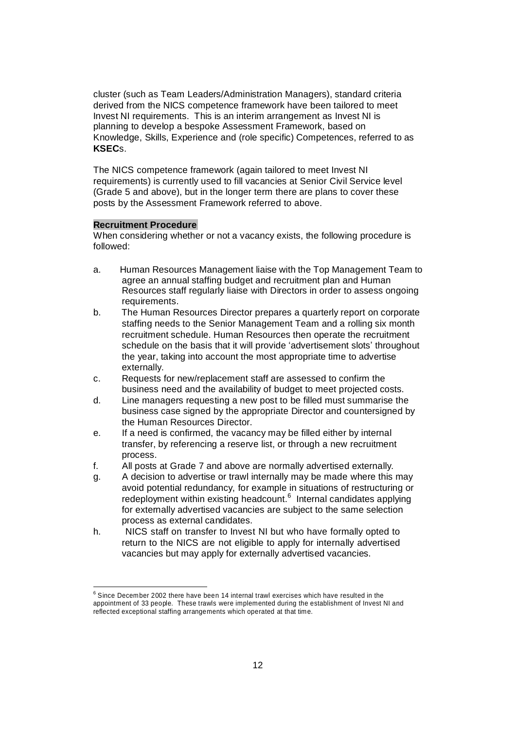cluster (such as Team Leaders/Administration Managers), standard criteria derived from the NICS competence framework have been tailored to meet Invest NI requirements. This is an interim arrangement as Invest NI is planning to develop a bespoke Assessment Framework, based on Knowledge, Skills, Experience and (role specific) Competences, referred to as **KSEC**s.

The NICS competence framework (again tailored to meet Invest NI requirements) is currently used to fill vacancies at Senior Civil Service level (Grade 5 and above), but in the longer term there are plans to cover these posts by the Assessment Framework referred to above.

**Recruitment Procedure**

When considering whether or not a vacancy exists, the following procedure is followed:

a. Human Resources Management liaise with the Top Management Team to agree an annual staffing budget and recruitment plan and Human Resources staff regularly liaise with Directors in order to assess ongoing requirements.
b. The Human Resources Director prepares a quarterly report on corporate staffing needs to the Senior Management Team and a rolling six month recruitment schedule. Human Resources then operate the recruitment schedule on the basis that it will provide 'advertisement slots' throughout the year, taking into account the most appropriate time to advertise externally.
c. Requests for new/replacement staff are assessed to confirm the business need and the availability of budget to meet projected costs.
d. Line managers requesting a new post to be filled must summarise the business case signed by the appropriate Director and countersigned by the Human Resources Director.
e. If a need is confirmed, the vacancy may be filled either by internal transfer, by referencing a reserve list, or through a new recruitment process.
f. All posts at Grade 7 and above are normally advertised externally.
g. A decision to advertise or trawl internally may be made where this may avoid potential redundancy, for example in situations of restructuring or redeployment within existing headcount.[6] Internal candidates applying for externally advertised vacancies are subject to the same selection process as external candidates.
h. NICS staff on transfer to Invest NI but who have formally opted to return to the NICS are not eligible to apply for internally advertised vacancies but may apply for externally advertised vacancies.

[6] Since December 2002 there have been 14 internal trawl exercises which have resulted in the appointment of 33 people. These trawls were implemented during the establishment of Invest NI and reflected exceptional staffing arrangements which operated at that time.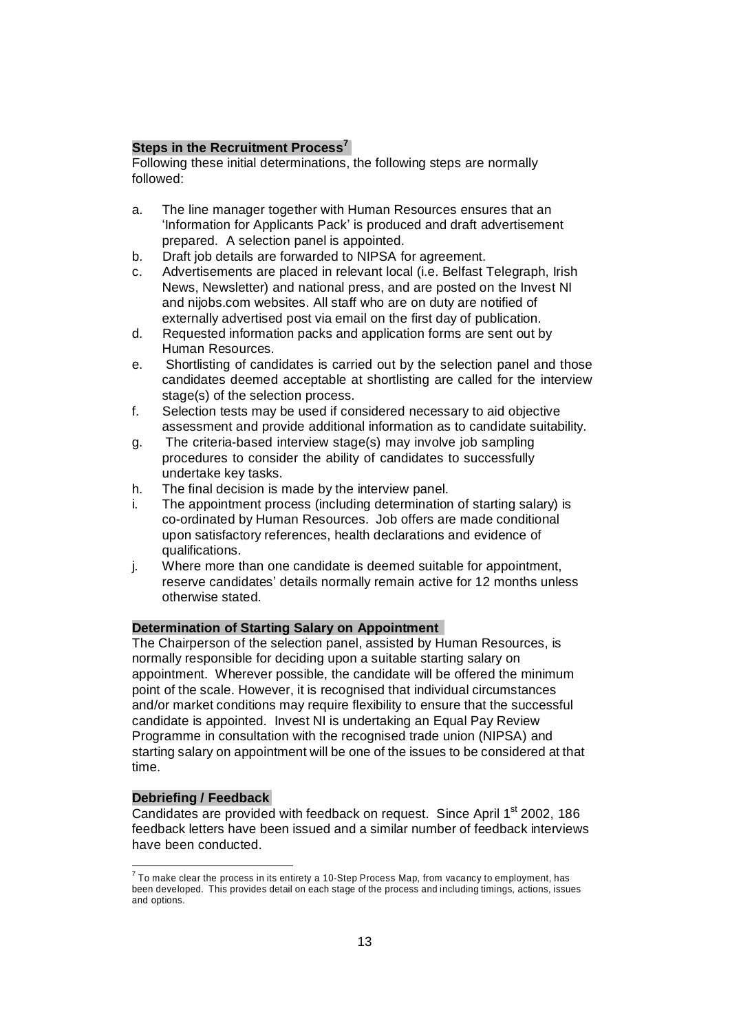### Steps in the Recruitment Process[7]

Following these initial determinations, the following steps are normally followed:

a. The line manager together with Human Resources ensures that an 'Information for Applicants Pack' is produced and draft advertisement prepared. A selection panel is appointed.
b. Draft job details are forwarded to NIPSA for agreement.
c. Advertisements are placed in relevant local (i.e. Belfast Telegraph, Irish News, Newsletter) and national press, and are posted on the Invest NI and nijobs.com websites. All staff who are on duty are notified of externally advertised post via email on the first day of publication.
d. Requested information packs and application forms are sent out by Human Resources.
e. Shortlisting of candidates is carried out by the selection panel and those candidates deemed acceptable at shortlisting are called for the interview stage(s) of the selection process.
f. Selection tests may be used if considered necessary to aid objective assessment and provide additional information as to candidate suitability.
g. The criteria-based interview stage(s) may involve job sampling procedures to consider the ability of candidates to successfully undertake key tasks.
h. The final decision is made by the interview panel.
i. The appointment process (including determination of starting salary) is co-ordinated by Human Resources. Job offers are made conditional upon satisfactory references, health declarations and evidence of qualifications.
j. Where more than one candidate is deemed suitable for appointment, reserve candidates' details normally remain active for 12 months unless otherwise stated.

### Determination of Starting Salary on Appointment

The Chairperson of the selection panel, assisted by Human Resources, is normally responsible for deciding upon a suitable starting salary on appointment. Wherever possible, the candidate will be offered the minimum point of the scale. However, it is recognised that individual circumstances and/or market conditions may require flexibility to ensure that the successful candidate is appointed. Invest NI is undertaking an Equal Pay Review Programme in consultation with the recognised trade union (NIPSA) and starting salary on appointment will be one of the issues to be considered at that time.

### Debriefing / Feedback

Candidates are provided with feedback on request. Since April 1st 2002, 186 feedback letters have been issued and a similar number of feedback interviews have been conducted.

---

[7] To make clear the process in its entirety a 10-Step Process Map, from vacancy to employment, has been developed. This provides detail on each stage of the process and including timings, actions, issues and options.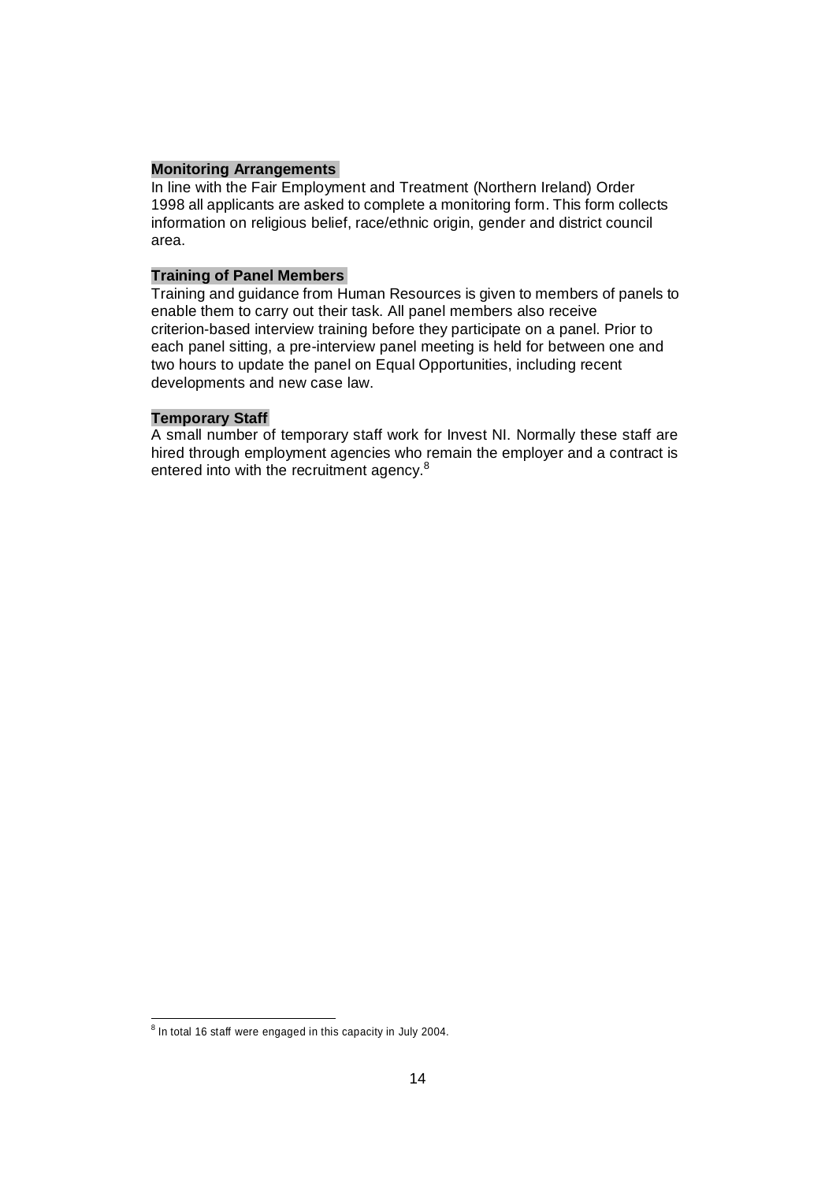**Monitoring Arrangements**

In line with the Fair Employment and Treatment (Northern Ireland) Order 1998 all applicants are asked to complete a monitoring form. This form collects information on religious belief, race/ethnic origin, gender and district council area.

**Training of Panel Members**

Training and guidance from Human Resources is given to members of panels to enable them to carry out their task. All panel members also receive criterion-based interview training before they participate on a panel. Prior to each panel sitting, a pre-interview panel meeting is held for between one and two hours to update the panel on Equal Opportunities, including recent developments and new case law.

**Temporary Staff**

A small number of temporary staff work for Invest NI. Normally these staff are hired through employment agencies who remain the employer and a contract is entered into with the recruitment agency.[8]

---

[8] In total 16 staff were engaged in this capacity in July 2004.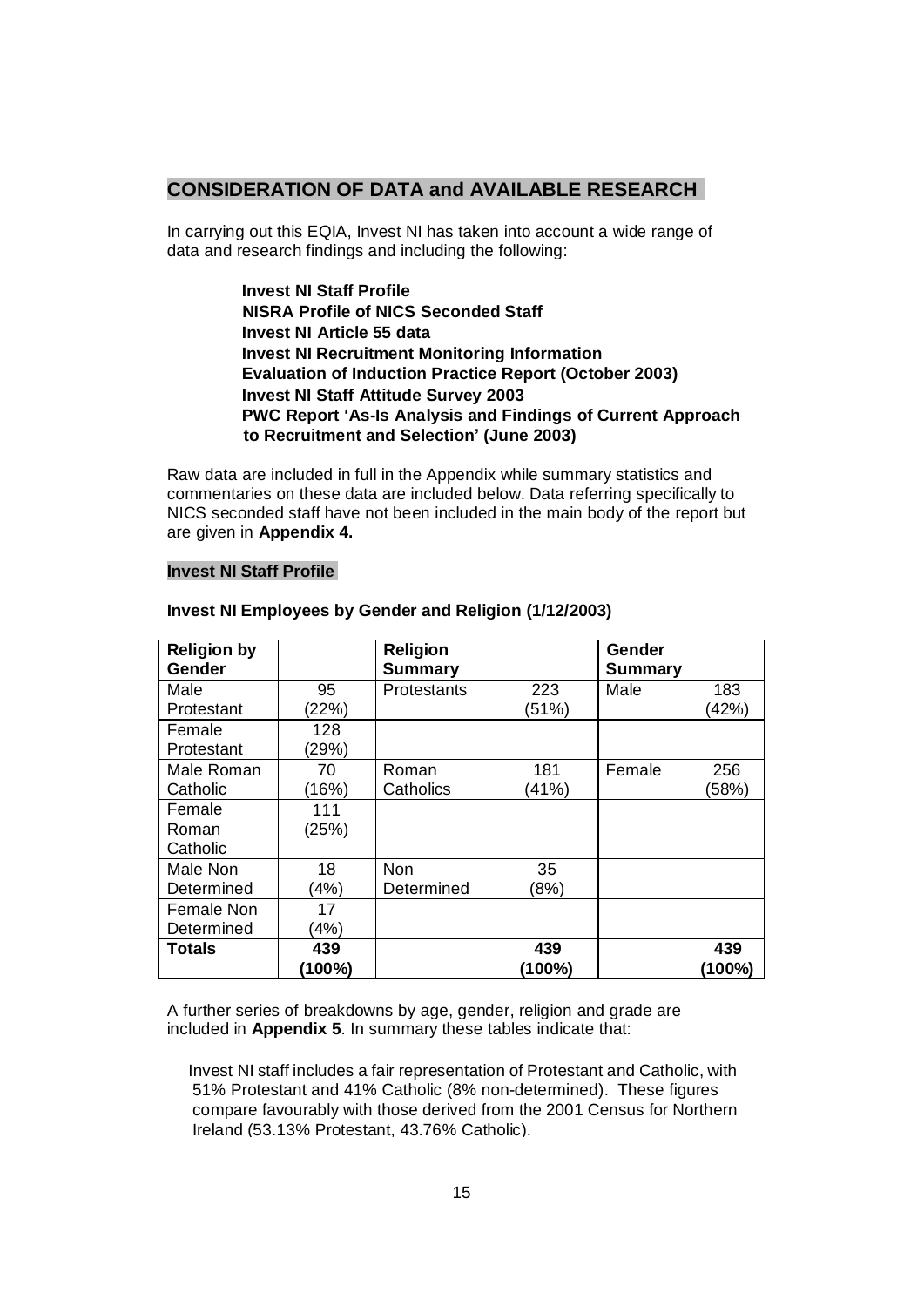## CONSIDERATION OF DATA and AVAILABLE RESEARCH

In carrying out this EQIA, Invest NI has taken into account a wide range of data and research findings and including the following:

**Invest NI Staff Profile**
**NISRA Profile of NICS Seconded Staff**
**Invest NI Article 55 data**
**Invest NI Recruitment Monitoring Information**
**Evaluation of Induction Practice Report (October 2003)**
**Invest NI Staff Attitude Survey 2003**
**PWC Report 'As-Is Analysis and Findings of Current Approach to Recruitment and Selection' (June 2003)**

Raw data are included in full in the Appendix while summary statistics and commentaries on these data are included below. Data referring specifically to NICS seconded staff have not been included in the main body of the report but are given in **Appendix 4.**

### Invest NI Staff Profile

**Invest NI Employees by Gender and Religion (1/12/2003)**

| Religion by Gender | | Religion Summary | | Gender Summary | |
|---|---|---|---|---|---|
| Male Protestant | 95 (22%) | Protestants | 223 (51%) | Male | 183 (42%) |
| Female Protestant | 128 (29%) | | | | |
| Male Roman Catholic | 70 (16%) | Roman Catholics | 181 (41%) | Female | 256 (58%) |
| Female Roman Catholic | 111 (25%) | | | | |
| Male Non Determined | 18 (4%) | Non Determined | 35 (8%) | | |
| Female Non Determined | 17 (4%) | | | | |
| **Totals** | **439 (100%)** | | **439 (100%)** | | **439 (100%)** |

A further series of breakdowns by age, gender, religion and grade are included in **Appendix 5**. In summary these tables indicate that:

Invest NI staff includes a fair representation of Protestant and Catholic, with 51% Protestant and 41% Catholic (8% non-determined). These figures compare favourably with those derived from the 2001 Census for Northern Ireland (53.13% Protestant, 43.76% Catholic).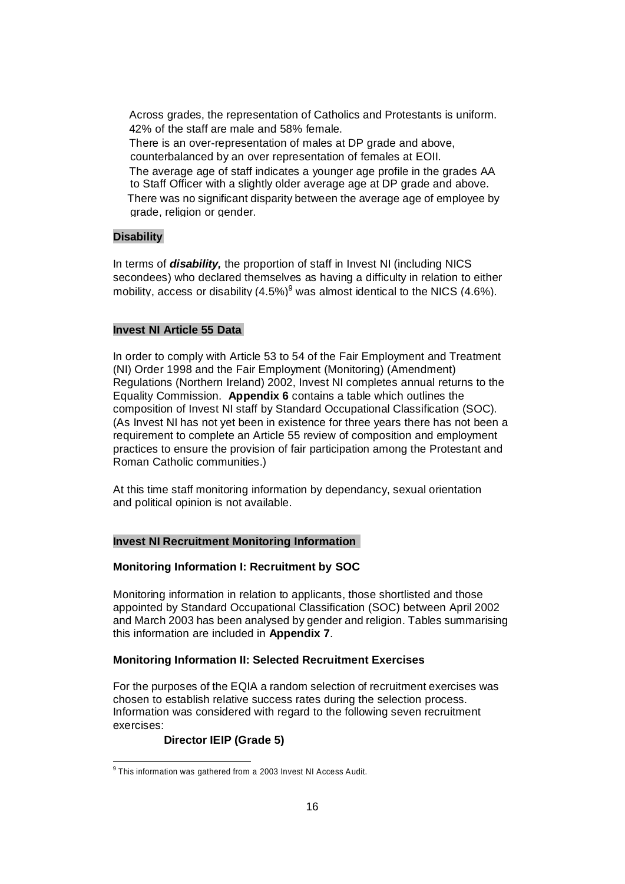- Across grades, the representation of Catholics and Protestants is uniform.
- 42% of the staff are male and 58% female.
- There is an over-representation of males at DP grade and above, counterbalanced by an over representation of females at EOII.
- The average age of staff indicates a younger age profile in the grades AA to Staff Officer with a slightly older average age at DP grade and above.
- There was no significant disparity between the average age of employee by grade, religion or gender.

**Disability**

In terms of ***disability,*** the proportion of staff in Invest NI (including NICS secondees) who declared themselves as having a difficulty in relation to either mobility, access or disability (4.5%)[9] was almost identical to the NICS (4.6%).

**Invest NI Article 55 Data**

In order to comply with Article 53 to 54 of the Fair Employment and Treatment (NI) Order 1998 and the Fair Employment (Monitoring) (Amendment) Regulations (Northern Ireland) 2002, Invest NI completes annual returns to the Equality Commission. **Appendix 6** contains a table which outlines the composition of Invest NI staff by Standard Occupational Classification (SOC). (As Invest NI has not yet been in existence for three years there has not been a requirement to complete an Article 55 review of composition and employment practices to ensure the provision of fair participation among the Protestant and Roman Catholic communities.)

At this time staff monitoring information by dependancy, sexual orientation and political opinion is not available.

**Invest NI Recruitment Monitoring Information**

**Monitoring Information I: Recruitment by SOC**

Monitoring information in relation to applicants, those shortlisted and those appointed by Standard Occupational Classification (SOC) between April 2002 and March 2003 has been analysed by gender and religion. Tables summarising this information are included in **Appendix 7**.

**Monitoring Information II: Selected Recruitment Exercises**

For the purposes of the EQIA a random selection of recruitment exercises was chosen to establish relative success rates during the selection process. Information was considered with regard to the following seven recruitment exercises:

- **Director IEIP (Grade 5)**

[9] This information was gathered from a 2003 Invest NI Access Audit.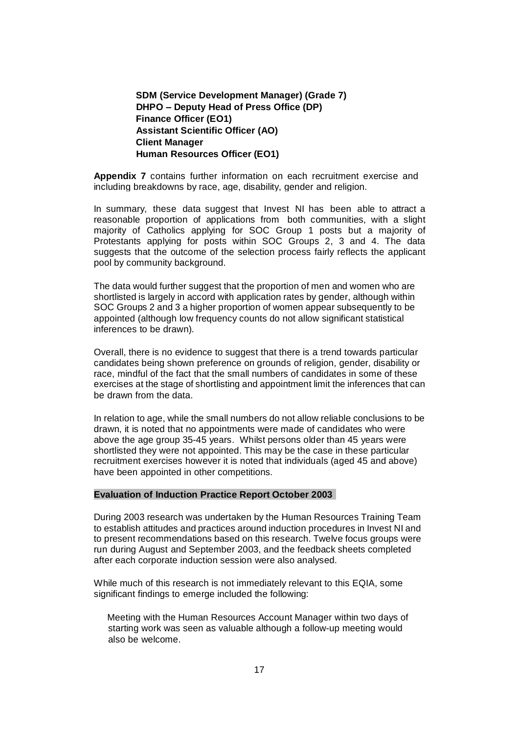**SDM (Service Development Manager) (Grade 7)**
**DHPO – Deputy Head of Press Office (DP)**
**Finance Officer (EO1)**
**Assistant Scientific Officer (AO)**
**Client Manager**
**Human Resources Officer (EO1)**

**Appendix 7** contains further information on each recruitment exercise and including breakdowns by race, age, disability, gender and religion.

In summary, these data suggest that Invest NI has been able to attract a reasonable proportion of applications from both communities, with a slight majority of Catholics applying for SOC Group 1 posts but a majority of Protestants applying for posts within SOC Groups 2, 3 and 4. The data suggests that the outcome of the selection process fairly reflects the applicant pool by community background.

The data would further suggest that the proportion of men and women who are shortlisted is largely in accord with application rates by gender, although within SOC Groups 2 and 3 a higher proportion of women appear subsequently to be appointed (although low frequency counts do not allow significant statistical inferences to be drawn).

Overall, there is no evidence to suggest that there is a trend towards particular candidates being shown preference on grounds of religion, gender, disability or race, mindful of the fact that the small numbers of candidates in some of these exercises at the stage of shortlisting and appointment limit the inferences that can be drawn from the data.

In relation to age, while the small numbers do not allow reliable conclusions to be drawn, it is noted that no appointments were made of candidates who were above the age group 35-45 years. Whilst persons older than 45 years were shortlisted they were not appointed. This may be the case in these particular recruitment exercises however it is noted that individuals (aged 45 and above) have been appointed in other competitions.

**Evaluation of Induction Practice Report October 2003**

During 2003 research was undertaken by the Human Resources Training Team to establish attitudes and practices around induction procedures in Invest NI and to present recommendations based on this research. Twelve focus groups were run during August and September 2003, and the feedback sheets completed after each corporate induction session were also analysed.

While much of this research is not immediately relevant to this EQIA, some significant findings to emerge included the following:

- Meeting with the Human Resources Account Manager within two days of starting work was seen as valuable although a follow-up meeting would also be welcome.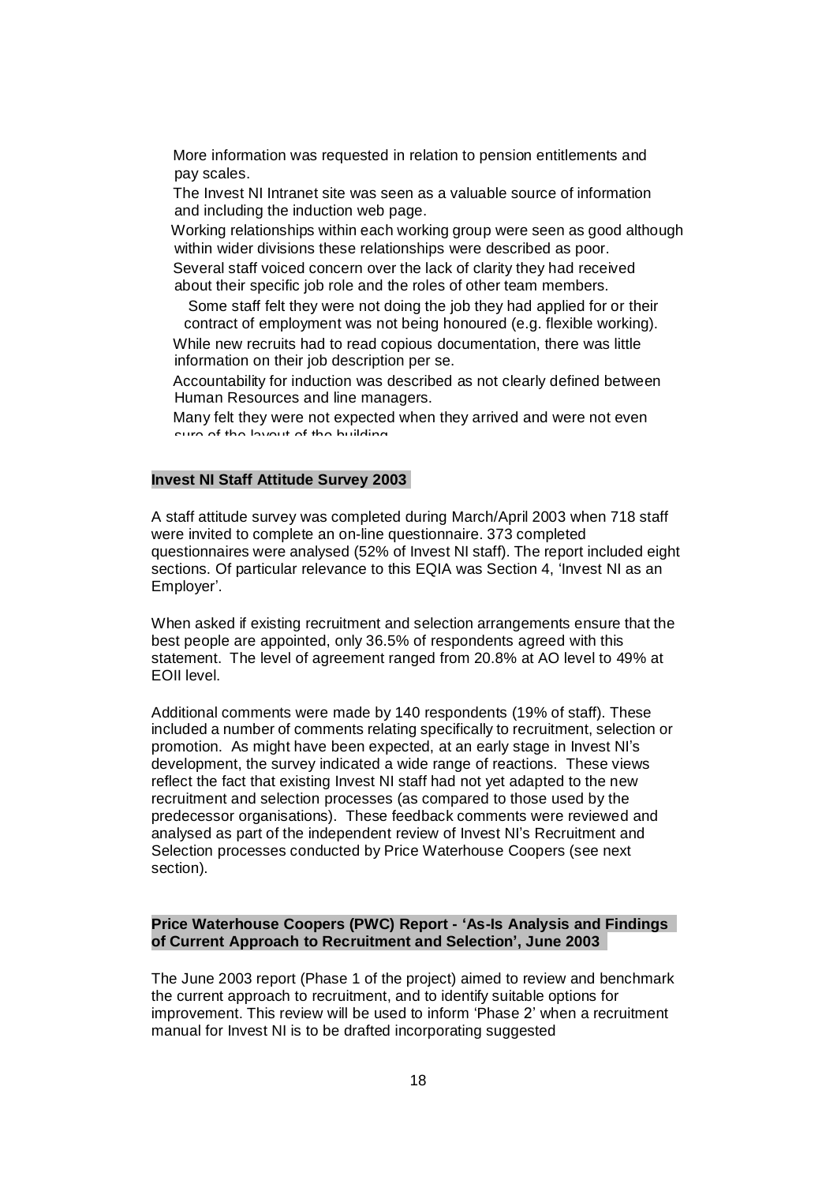- More information was requested in relation to pension entitlements and pay scales.
- The Invest NI Intranet site was seen as a valuable source of information and including the induction web page.
- Working relationships within each working group were seen as good although within wider divisions these relationships were described as poor.
- Several staff voiced concern over the lack of clarity they had received about their specific job role and the roles of other team members.
- Some staff felt they were not doing the job they had applied for or their contract of employment was not being honoured (e.g. flexible working).
- While new recruits had to read copious documentation, there was little information on their job description per se.
- Accountability for induction was described as not clearly defined between Human Resources and line managers.
- Many felt they were not expected when they arrived and were not even sure of the layout of the building.

**Invest NI Staff Attitude Survey 2003**

A staff attitude survey was completed during March/April 2003 when 718 staff were invited to complete an on-line questionnaire. 373 completed questionnaires were analysed (52% of Invest NI staff). The report included eight sections. Of particular relevance to this EQIA was Section 4, 'Invest NI as an Employer'.

When asked if existing recruitment and selection arrangements ensure that the best people are appointed, only 36.5% of respondents agreed with this statement. The level of agreement ranged from 20.8% at AO level to 49% at EOII level.

Additional comments were made by 140 respondents (19% of staff). These included a number of comments relating specifically to recruitment, selection or promotion. As might have been expected, at an early stage in Invest NI's development, the survey indicated a wide range of reactions. These views reflect the fact that existing Invest NI staff had not yet adapted to the new recruitment and selection processes (as compared to those used by the predecessor organisations). These feedback comments were reviewed and analysed as part of the independent review of Invest NI's Recruitment and Selection processes conducted by Price Waterhouse Coopers (see next section).

**Price Waterhouse Coopers (PWC) Report - 'As-Is Analysis and Findings of Current Approach to Recruitment and Selection', June 2003**

The June 2003 report (Phase 1 of the project) aimed to review and benchmark the current approach to recruitment, and to identify suitable options for improvement. This review will be used to inform 'Phase 2' when a recruitment manual for Invest NI is to be drafted incorporating suggested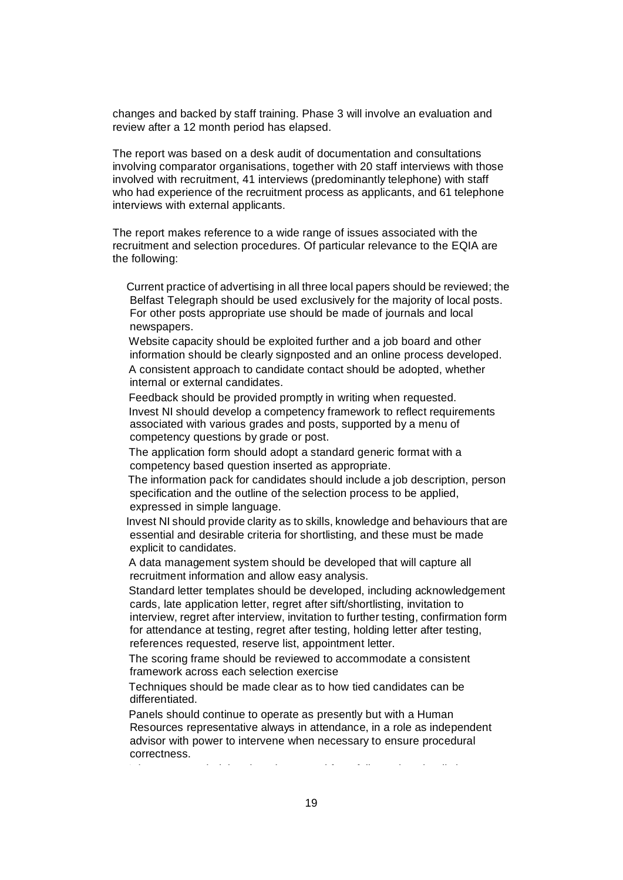changes and backed by staff training. Phase 3 will involve an evaluation and review after a 12 month period has elapsed.

The report was based on a desk audit of documentation and consultations involving comparator organisations, together with 20 staff interviews with those involved with recruitment, 41 interviews (predominantly telephone) with staff who had experience of the recruitment process as applicants, and 61 telephone interviews with external applicants.

The report makes reference to a wide range of issues associated with the recruitment and selection procedures. Of particular relevance to the EQIA are the following:

- Current practice of advertising in all three local papers should be reviewed; the Belfast Telegraph should be used exclusively for the majority of local posts. For other posts appropriate use should be made of journals and local newspapers.
- Website capacity should be exploited further and a job board and other information should be clearly signposted and an online process developed.
- A consistent approach to candidate contact should be adopted, whether internal or external candidates.
- Feedback should be provided promptly in writing when requested.
- Invest NI should develop a competency framework to reflect requirements associated with various grades and posts, supported by a menu of competency questions by grade or post.
- The application form should adopt a standard generic format with a competency based question inserted as appropriate.
- The information pack for candidates should include a job description, person specification and the outline of the selection process to be applied, expressed in simple language.
- Invest NI should provide clarity as to skills, knowledge and behaviours that are essential and desirable criteria for shortlisting, and these must be made explicit to candidates.
- A data management system should be developed that will capture all recruitment information and allow easy analysis.
- Standard letter templates should be developed, including acknowledgement cards, late application letter, regret after sift/shortlisting, invitation to interview, regret after interview, invitation to further testing, confirmation form for attendance at testing, regret after testing, holding letter after testing, references requested, reserve list, appointment letter.
- The scoring frame should be reviewed to accommodate a consistent framework across each selection exercise
- Techniques should be made clear as to how tied candidates can be differentiated.
- Panels should continue to operate as presently but with a Human Resources representative always in attendance, in a role as independent advisor with power to intervene when necessary to ensure procedural correctness.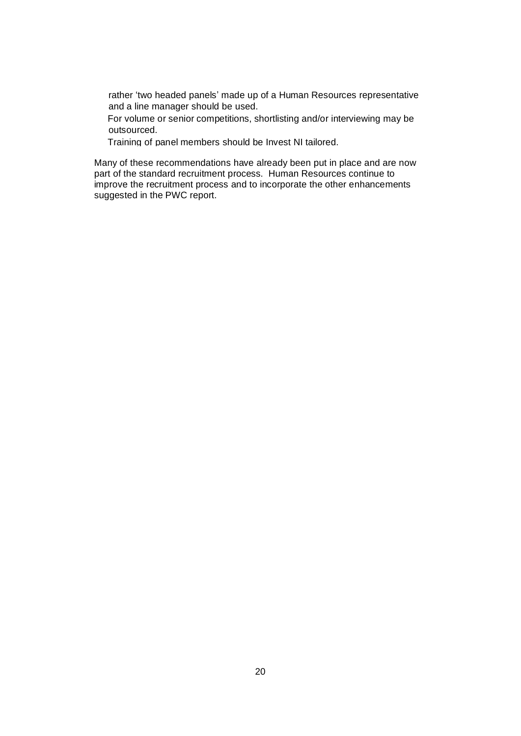rather 'two headed panels' made up of a Human Resources representative and a line manager should be used.

- For volume or senior competitions, shortlisting and/or interviewing may be outsourced.
- Training of panel members should be Invest NI tailored.

Many of these recommendations have already been put in place and are now part of the standard recruitment process. Human Resources continue to improve the recruitment process and to incorporate the other enhancements suggested in the PWC report.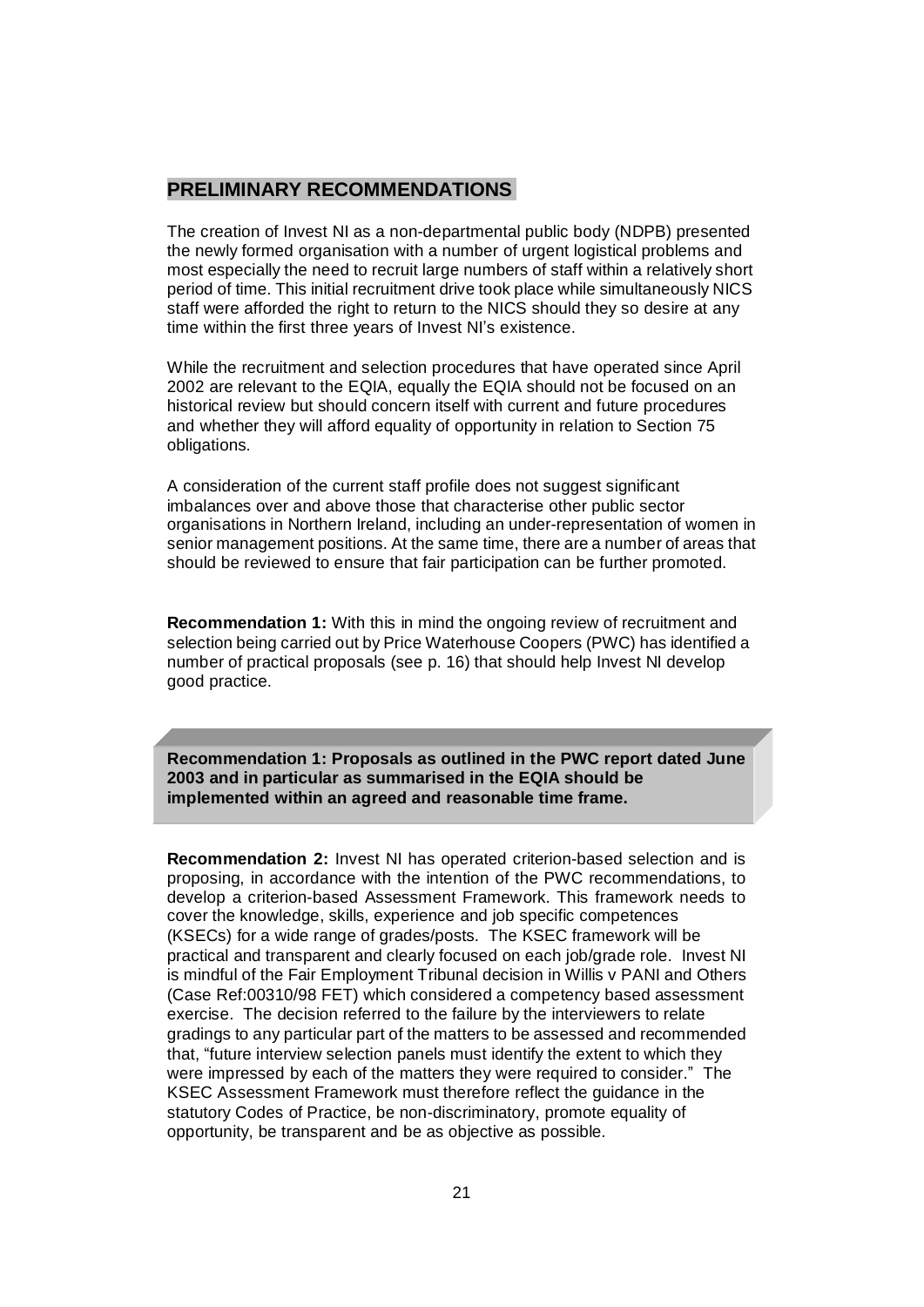## PRELIMINARY RECOMMENDATIONS

The creation of Invest NI as a non-departmental public body (NDPB) presented the newly formed organisation with a number of urgent logistical problems and most especially the need to recruit large numbers of staff within a relatively short period of time. This initial recruitment drive took place while simultaneously NICS staff were afforded the right to return to the NICS should they so desire at any time within the first three years of Invest NI's existence.

While the recruitment and selection procedures that have operated since April 2002 are relevant to the EQIA, equally the EQIA should not be focused on an historical review but should concern itself with current and future procedures and whether they will afford equality of opportunity in relation to Section 75 obligations.

A consideration of the current staff profile does not suggest significant imbalances over and above those that characterise other public sector organisations in Northern Ireland, including an under-representation of women in senior management positions. At the same time, there are a number of areas that should be reviewed to ensure that fair participation can be further promoted.

**Recommendation 1:** With this in mind the ongoing review of recruitment and selection being carried out by Price Waterhouse Coopers (PWC) has identified a number of practical proposals (see p. 16) that should help Invest NI develop good practice.

> **Recommendation 1: Proposals as outlined in the PWC report dated June 2003 and in particular as summarised in the EQIA should be implemented within an agreed and reasonable time frame.**

**Recommendation 2:** Invest NI has operated criterion-based selection and is proposing, in accordance with the intention of the PWC recommendations, to develop a criterion-based Assessment Framework. This framework needs to cover the knowledge, skills, experience and job specific competences (KSECs) for a wide range of grades/posts. The KSEC framework will be practical and transparent and clearly focused on each job/grade role. Invest NI is mindful of the Fair Employment Tribunal decision in Willis v PANI and Others (Case Ref:00310/98 FET) which considered a competency based assessment exercise. The decision referred to the failure by the interviewers to relate gradings to any particular part of the matters to be assessed and recommended that, "future interview selection panels must identify the extent to which they were impressed by each of the matters they were required to consider." The KSEC Assessment Framework must therefore reflect the guidance in the statutory Codes of Practice, be non-discriminatory, promote equality of opportunity, be transparent and be as objective as possible.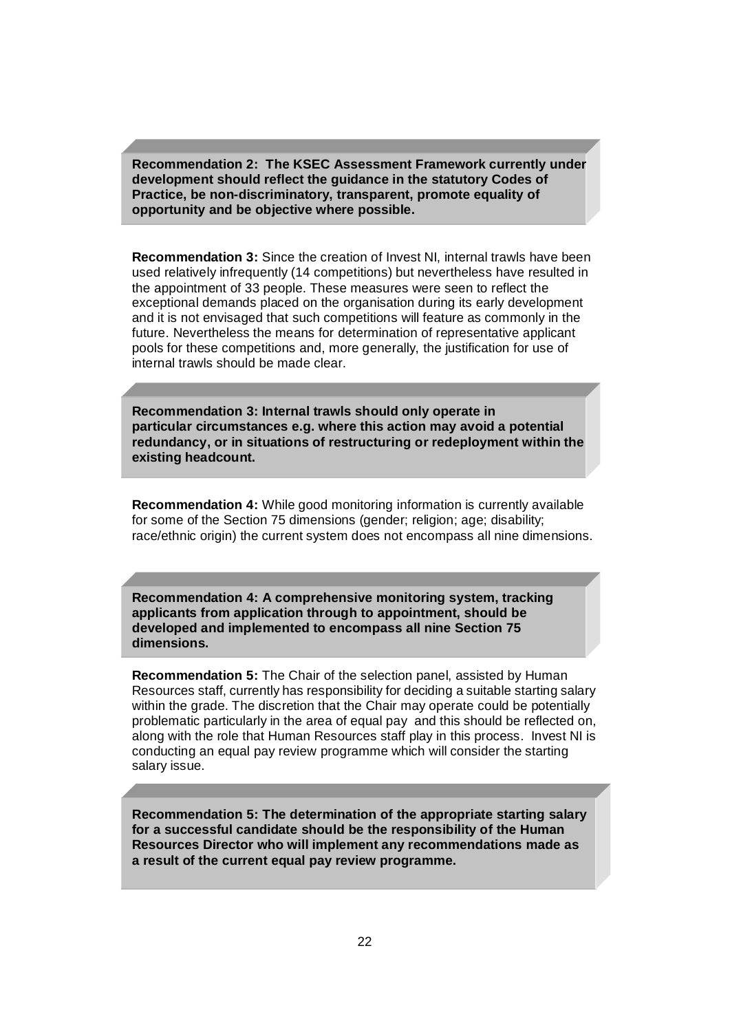**Recommendation 2: The KSEC Assessment Framework currently under development should reflect the guidance in the statutory Codes of Practice, be non-discriminatory, transparent, promote equality of opportunity and be objective where possible.**

**Recommendation 3:** Since the creation of Invest NI, internal trawls have been used relatively infrequently (14 competitions) but nevertheless have resulted in the appointment of 33 people. These measures were seen to reflect the exceptional demands placed on the organisation during its early development and it is not envisaged that such competitions will feature as commonly in the future. Nevertheless the means for determination of representative applicant pools for these competitions and, more generally, the justification for use of internal trawls should be made clear.

**Recommendation 3: Internal trawls should only operate in particular circumstances e.g. where this action may avoid a potential redundancy, or in situations of restructuring or redeployment within the existing headcount.**

**Recommendation 4:** While good monitoring information is currently available for some of the Section 75 dimensions (gender; religion; age; disability; race/ethnic origin) the current system does not encompass all nine dimensions.

**Recommendation 4: A comprehensive monitoring system, tracking applicants from application through to appointment, should be developed and implemented to encompass all nine Section 75 dimensions.**

**Recommendation 5:** The Chair of the selection panel, assisted by Human Resources staff, currently has responsibility for deciding a suitable starting salary within the grade. The discretion that the Chair may operate could be potentially problematic particularly in the area of equal pay and this should be reflected on, along with the role that Human Resources staff play in this process. Invest NI is conducting an equal pay review programme which will consider the starting salary issue.

**Recommendation 5: The determination of the appropriate starting salary for a successful candidate should be the responsibility of the Human Resources Director who will implement any recommendations made as a result of the current equal pay review programme.**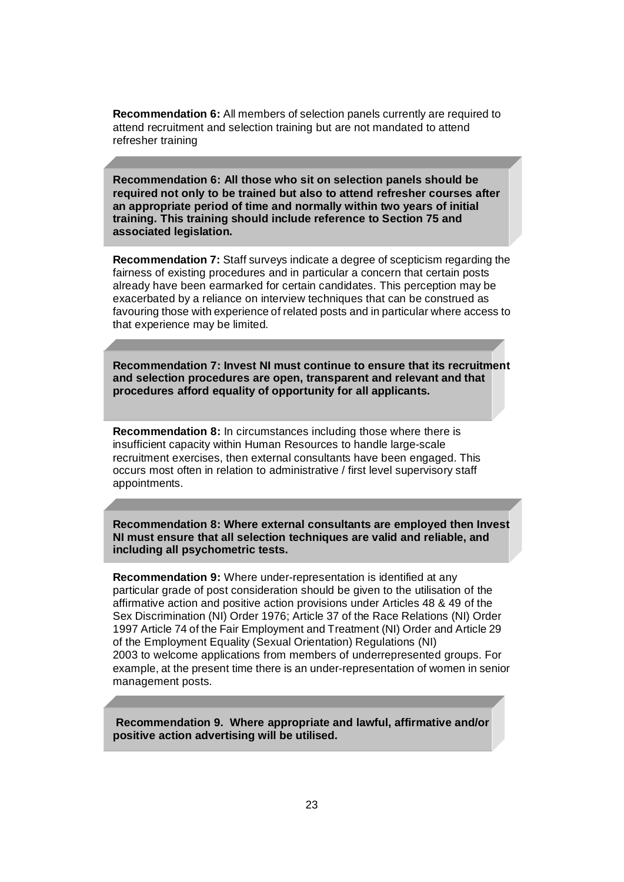**Recommendation 6:** All members of selection panels currently are required to attend recruitment and selection training but are not mandated to attend refresher training

> **Recommendation 6: All those who sit on selection panels should be required not only to be trained but also to attend refresher courses after an appropriate period of time and normally within two years of initial training. This training should include reference to Section 75 and associated legislation.**

**Recommendation 7:** Staff surveys indicate a degree of scepticism regarding the fairness of existing procedures and in particular a concern that certain posts already have been earmarked for certain candidates. This perception may be exacerbated by a reliance on interview techniques that can be construed as favouring those with experience of related posts and in particular where access to that experience may be limited.

> **Recommendation 7: Invest NI must continue to ensure that its recruitment and selection procedures are open, transparent and relevant and that procedures afford equality of opportunity for all applicants.**

**Recommendation 8:** In circumstances including those where there is insufficient capacity within Human Resources to handle large-scale recruitment exercises, then external consultants have been engaged. This occurs most often in relation to administrative / first level supervisory staff appointments.

> **Recommendation 8: Where external consultants are employed then Invest NI must ensure that all selection techniques are valid and reliable, and including all psychometric tests.**

**Recommendation 9:** Where under-representation is identified at any particular grade of post consideration should be given to the utilisation of the affirmative action and positive action provisions under Articles 48 & 49 of the Sex Discrimination (NI) Order 1976; Article 37 of the Race Relations (NI) Order 1997 Article 74 of the Fair Employment and Treatment (NI) Order and Article 29 of the Employment Equality (Sexual Orientation) Regulations (NI) 2003 to welcome applications from members of underrepresented groups. For example, at the present time there is an under-representation of women in senior management posts.

> **Recommendation 9. Where appropriate and lawful, affirmative and/or positive action advertising will be utilised.**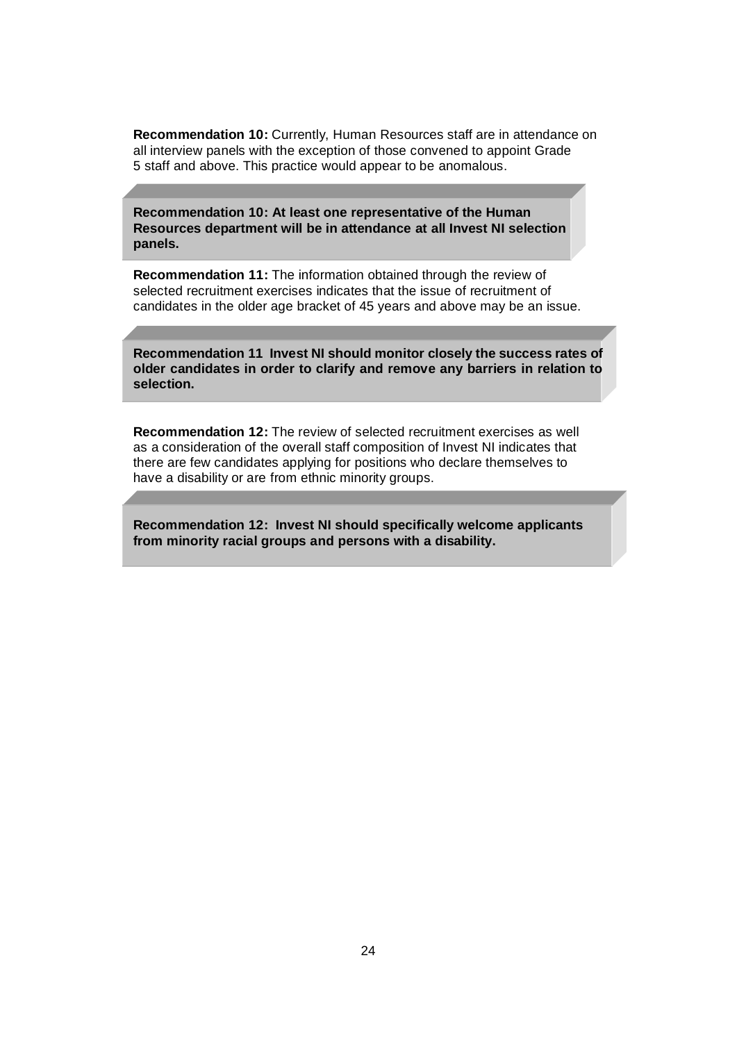**Recommendation 10:** Currently, Human Resources staff are in attendance on all interview panels with the exception of those convened to appoint Grade 5 staff and above. This practice would appear to be anomalous.

> **Recommendation 10: At least one representative of the Human Resources department will be in attendance at all Invest NI selection panels.**

**Recommendation 11:** The information obtained through the review of selected recruitment exercises indicates that the issue of recruitment of candidates in the older age bracket of 45 years and above may be an issue.

> **Recommendation 11 Invest NI should monitor closely the success rates of older candidates in order to clarify and remove any barriers in relation to selection.**

**Recommendation 12:** The review of selected recruitment exercises as well as a consideration of the overall staff composition of Invest NI indicates that there are few candidates applying for positions who declare themselves to have a disability or are from ethnic minority groups.

> **Recommendation 12: Invest NI should specifically welcome applicants from minority racial groups and persons with a disability.**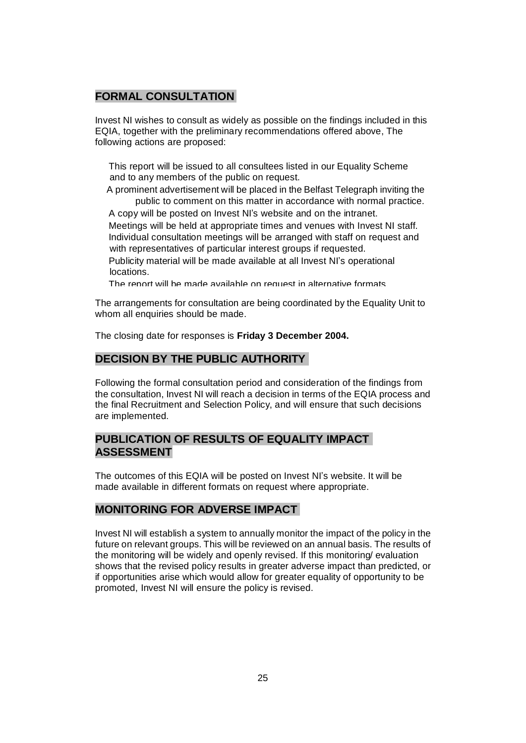## FORMAL CONSULTATION

Invest NI wishes to consult as widely as possible on the findings included in this EQIA, together with the preliminary recommendations offered above, The following actions are proposed:

- This report will be issued to all consultees listed in our Equality Scheme and to any members of the public on request.
- A prominent advertisement will be placed in the Belfast Telegraph inviting the public to comment on this matter in accordance with normal practice.
- A copy will be posted on Invest NI's website and on the intranet.
- Meetings will be held at appropriate times and venues with Invest NI staff.
- Individual consultation meetings will be arranged with staff on request and with representatives of particular interest groups if requested.
- Publicity material will be made available at all Invest NI's operational locations.
- The report will be made available on request in alternative formats

The arrangements for consultation are being coordinated by the Equality Unit to whom all enquiries should be made.

The closing date for responses is **Friday 3 December 2004.**

## DECISION BY THE PUBLIC AUTHORITY

Following the formal consultation period and consideration of the findings from the consultation, Invest NI will reach a decision in terms of the EQIA process and the final Recruitment and Selection Policy, and will ensure that such decisions are implemented.

## PUBLICATION OF RESULTS OF EQUALITY IMPACT ASSESSMENT

The outcomes of this EQIA will be posted on Invest NI's website. It will be made available in different formats on request where appropriate.

## MONITORING FOR ADVERSE IMPACT

Invest NI will establish a system to annually monitor the impact of the policy in the future on relevant groups. This will be reviewed on an annual basis. The results of the monitoring will be widely and openly revised. If this monitoring/ evaluation shows that the revised policy results in greater adverse impact than predicted, or if opportunities arise which would allow for greater equality of opportunity to be promoted, Invest NI will ensure the policy is revised.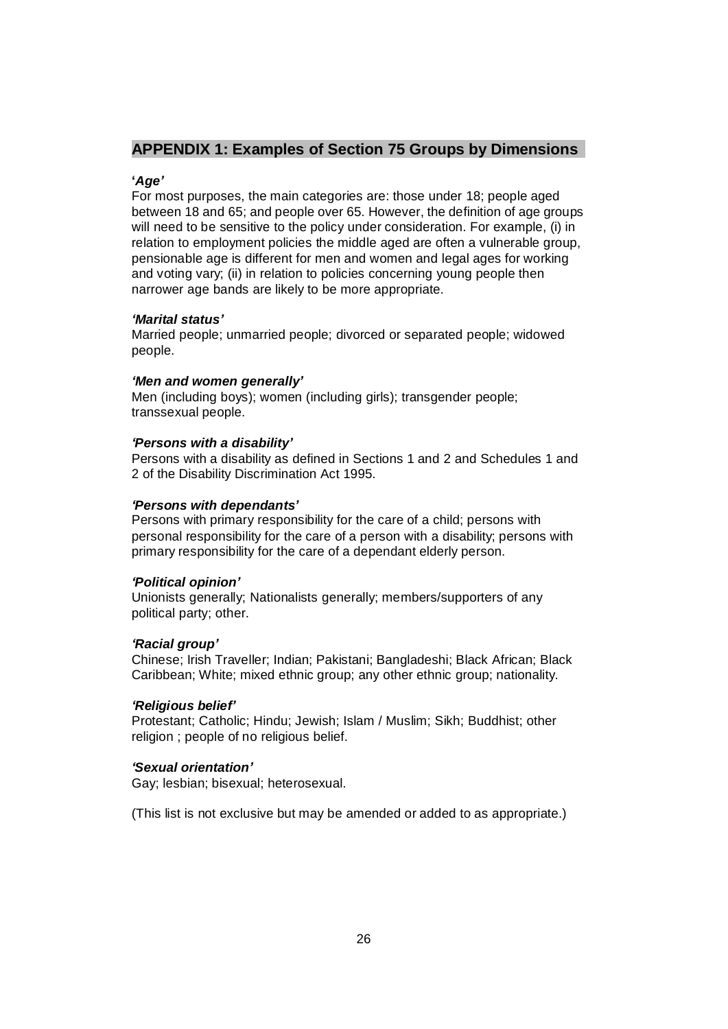## APPENDIX 1: Examples of Section 75 Groups by Dimensions

***'Age'***

For most purposes, the main categories are: those under 18; people aged between 18 and 65; and people over 65. However, the definition of age groups will need to be sensitive to the policy under consideration. For example, (i) in relation to employment policies the middle aged are often a vulnerable group, pensionable age is different for men and women and legal ages for working and voting vary; (ii) in relation to policies concerning young people then narrower age bands are likely to be more appropriate.

***'Marital status'***

Married people; unmarried people; divorced or separated people; widowed people.

***'Men and women generally'***

Men (including boys); women (including girls); transgender people; transsexual people.

***'Persons with a disability'***

Persons with a disability as defined in Sections 1 and 2 and Schedules 1 and 2 of the Disability Discrimination Act 1995.

***'Persons with dependants'***

Persons with primary responsibility for the care of a child; persons with personal responsibility for the care of a person with a disability; persons with primary responsibility for the care of a dependant elderly person.

***'Political opinion'***

Unionists generally; Nationalists generally; members/supporters of any political party; other.

***'Racial group'***

Chinese; Irish Traveller; Indian; Pakistani; Bangladeshi; Black African; Black Caribbean; White; mixed ethnic group; any other ethnic group; nationality.

***'Religious belief'***

Protestant; Catholic; Hindu; Jewish; Islam / Muslim; Sikh; Buddhist; other religion ; people of no religious belief.

***'Sexual orientation'***

Gay; lesbian; bisexual; heterosexual.

(This list is not exclusive but may be amended or added to as appropriate.)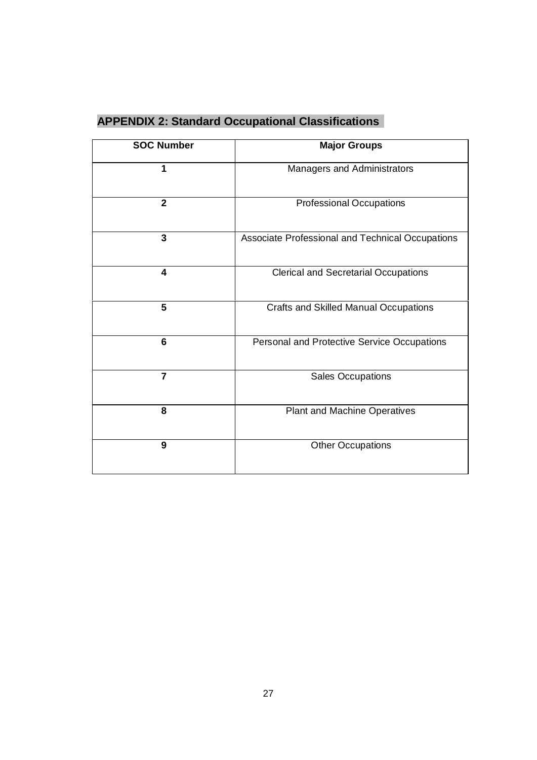## APPENDIX 2: Standard Occupational Classifications

| SOC Number | Major Groups |
|---|---|
| 1 | Managers and Administrators |
| 2 | Professional Occupations |
| 3 | Associate Professional and Technical Occupations |
| 4 | Clerical and Secretarial Occupations |
| 5 | Crafts and Skilled Manual Occupations |
| 6 | Personal and Protective Service Occupations |
| 7 | Sales Occupations |
| 8 | Plant and Machine Operatives |
| 9 | Other Occupations |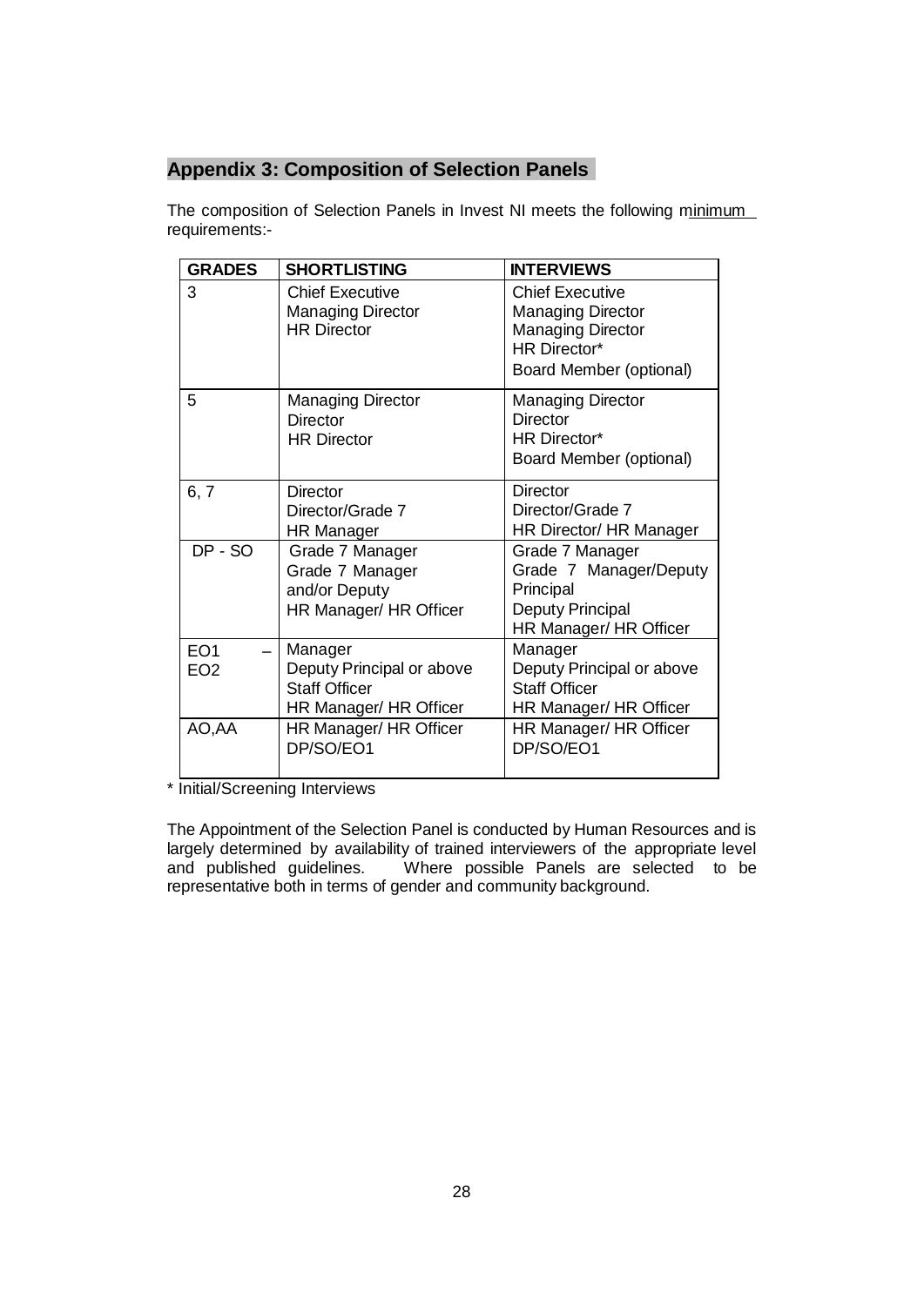## Appendix 3: Composition of Selection Panels

The composition of Selection Panels in Invest NI meets the following minimum requirements:-

| GRADES | SHORTLISTING | INTERVIEWS |
|---|---|---|
| 3 | Chief Executive<br>Managing Director<br>HR Director | Chief Executive<br>Managing Director<br>Managing Director<br>HR Director*<br>Board Member (optional) |
| 5 | Managing Director<br>Director<br>HR Director | Managing Director<br>Director<br>HR Director*<br>Board Member (optional) |
| 6, 7 | Director<br>Director/Grade 7<br>HR Manager | Director<br>Director/Grade 7<br>HR Director/ HR Manager |
| DP - SO | Grade 7 Manager<br>Grade 7 Manager and/or Deputy<br>HR Manager/ HR Officer | Grade 7 Manager<br>Grade 7 Manager/Deputy Principal<br>Deputy Principal<br>HR Manager/ HR Officer |
| EO1 – EO2 | Manager<br>Deputy Principal or above<br>Staff Officer<br>HR Manager/ HR Officer | Manager<br>Deputy Principal or above<br>Staff Officer<br>HR Manager/ HR Officer |
| AO,AA | HR Manager/ HR Officer<br>DP/SO/EO1 | HR Manager/ HR Officer<br>DP/SO/EO1 |

\* Initial/Screening Interviews

The Appointment of the Selection Panel is conducted by Human Resources and is largely determined by availability of trained interviewers of the appropriate level and published guidelines. Where possible Panels are selected to be representative both in terms of gender and community background.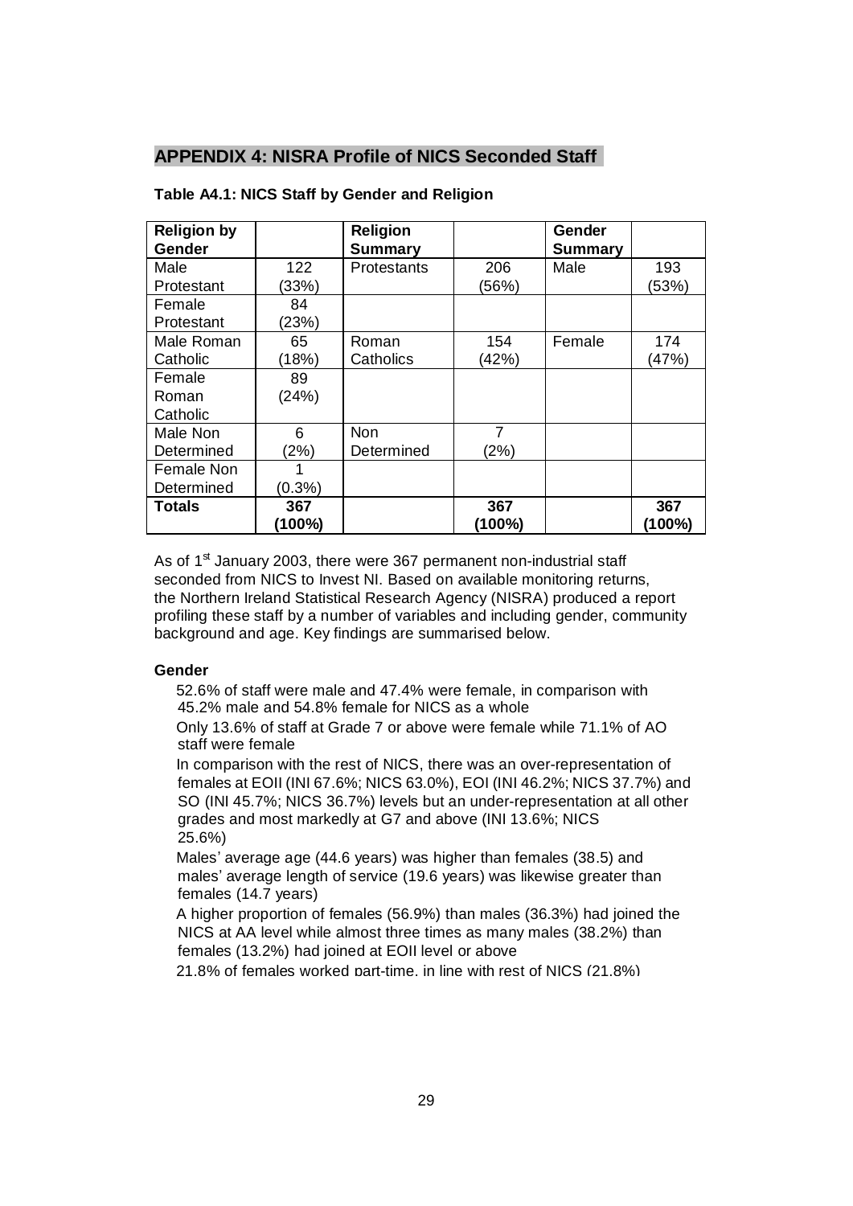## APPENDIX 4: NISRA Profile of NICS Seconded Staff

**Table A4.1: NICS Staff by Gender and Religion**

| **Religion by Gender** | | **Religion Summary** | | **Gender Summary** | |
|---|---|---|---|---|---|
| Male Protestant | 122 (33%) | Protestants | 206 (56%) | Male | 193 (53%) |
| Female Protestant | 84 (23%) | | | | |
| Male Roman Catholic | 65 (18%) | Roman Catholics | 154 (42%) | Female | 174 (47%) |
| Female Roman Catholic | 89 (24%) | | | | |
| Male Non Determined | 6 (2%) | Non Determined | 7 (2%) | | |
| Female Non Determined | 1 (0.3%) | | | | |
| **Totals** | **367 (100%)** | | **367 (100%)** | | **367 (100%)** |

As of 1st January 2003, there were 367 permanent non-industrial staff seconded from NICS to Invest NI. Based on available monitoring returns, the Northern Ireland Statistical Research Agency (NISRA) produced a report profiling these staff by a number of variables and including gender, community background and age. Key findings are summarised below.

### Gender

- 52.6% of staff were male and 47.4% were female, in comparison with 45.2% male and 54.8% female for NICS as a whole
- Only 13.6% of staff at Grade 7 or above were female while 71.1% of AO staff were female
- In comparison with the rest of NICS, there was an over-representation of females at EOII (INI 67.6%; NICS 63.0%), EOI (INI 46.2%; NICS 37.7%) and SO (INI 45.7%; NICS 36.7%) levels but an under-representation at all other grades and most markedly at G7 and above (INI 13.6%; NICS 25.6%)
- Males' average age (44.6 years) was higher than females (38.5) and males' average length of service (19.6 years) was likewise greater than females (14.7 years)
- A higher proportion of females (56.9%) than males (36.3%) had joined the NICS at AA level while almost three times as many males (38.2%) than females (13.2%) had joined at EOII level or above
- 21.8% of females worked part-time, in line with rest of NICS (21.8%)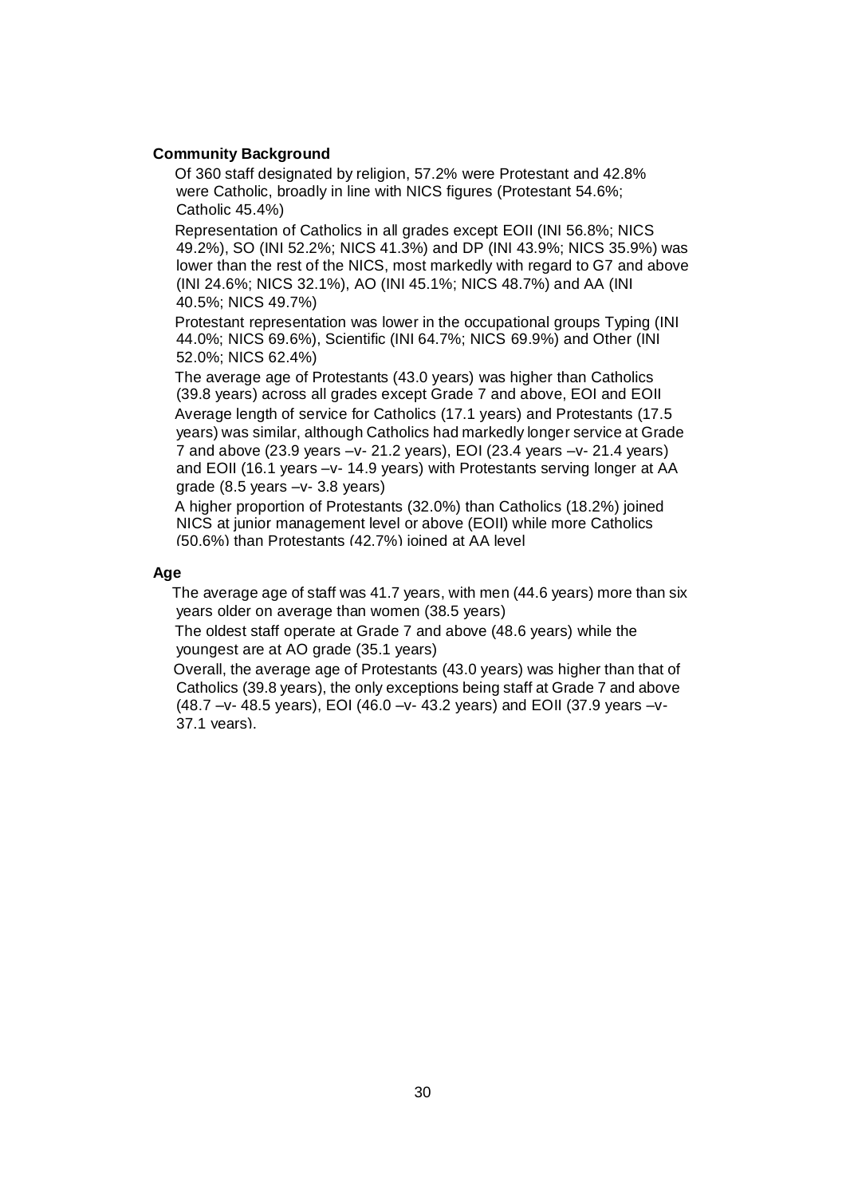**Community Background**

- Of 360 staff designated by religion, 57.2% were Protestant and 42.8% were Catholic, broadly in line with NICS figures (Protestant 54.6%; Catholic 45.4%)
- Representation of Catholics in all grades except EOII (INI 56.8%; NICS 49.2%), SO (INI 52.2%; NICS 41.3%) and DP (INI 43.9%; NICS 35.9%) was lower than the rest of the NICS, most markedly with regard to G7 and above (INI 24.6%; NICS 32.1%), AO (INI 45.1%; NICS 48.7%) and AA (INI 40.5%; NICS 49.7%)
- Protestant representation was lower in the occupational groups Typing (INI 44.0%; NICS 69.6%), Scientific (INI 64.7%; NICS 69.9%) and Other (INI 52.0%; NICS 62.4%)
- The average age of Protestants (43.0 years) was higher than Catholics (39.8 years) across all grades except Grade 7 and above, EOI and EOII
- Average length of service for Catholics (17.1 years) and Protestants (17.5 years) was similar, although Catholics had markedly longer service at Grade 7 and above (23.9 years –v- 21.2 years), EOI (23.4 years –v- 21.4 years) and EOII (16.1 years –v- 14.9 years) with Protestants serving longer at AA grade (8.5 years –v- 3.8 years)
- A higher proportion of Protestants (32.0%) than Catholics (18.2%) joined NICS at junior management level or above (EOII) while more Catholics (50.6%) than Protestants (42.7%) joined at AA level

**Age**

- The average age of staff was 41.7 years, with men (44.6 years) more than six years older on average than women (38.5 years)
- The oldest staff operate at Grade 7 and above (48.6 years) while the youngest are at AO grade (35.1 years)
- Overall, the average age of Protestants (43.0 years) was higher than that of Catholics (39.8 years), the only exceptions being staff at Grade 7 and above (48.7 –v- 48.5 years), EOI (46.0 –v- 43.2 years) and EOII (37.9 years –v- 37.1 years).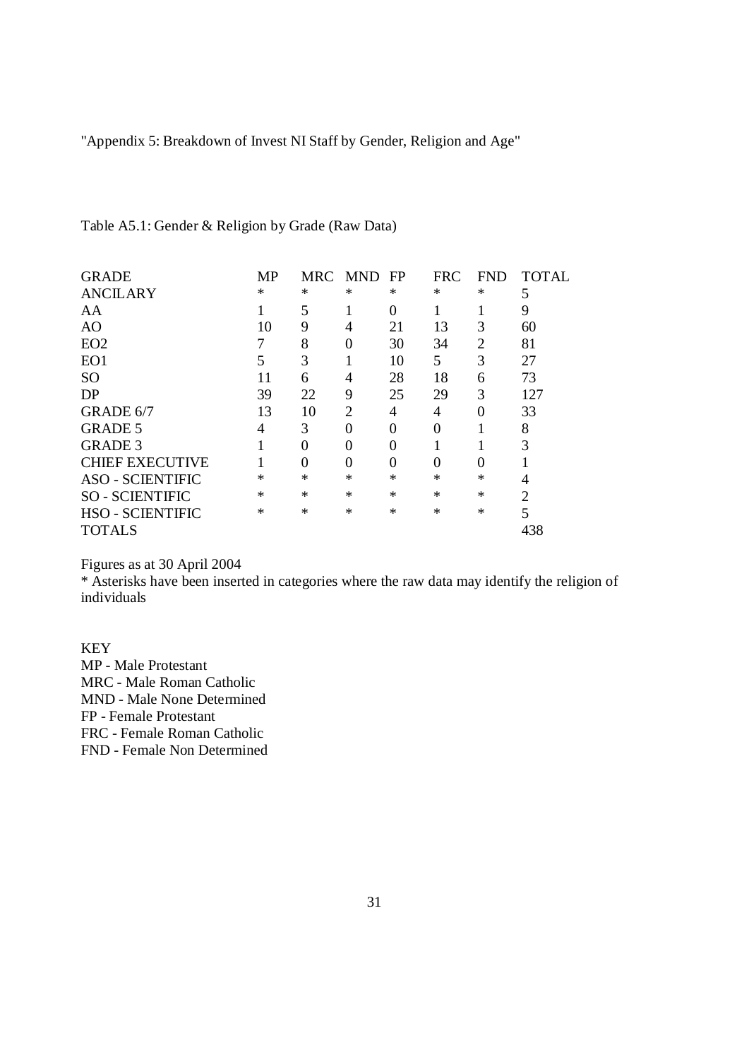"Appendix 5: Breakdown of Invest NI Staff by Gender, Religion and Age"

Table A5.1: Gender & Religion by Grade (Raw Data)

| GRADE | MP | MRC | MND | FP | FRC | FND | TOTAL |
|---|---|---|---|---|---|---|---|
| ANCILARY | * | * | * | * | * | * | 5 |
| AA | 1 | 5 | 1 | 0 | 1 | 1 | 9 |
| AO | 10 | 9 | 4 | 21 | 13 | 3 | 60 |
| EO2 | 7 | 8 | 0 | 30 | 34 | 2 | 81 |
| EO1 | 5 | 3 | 1 | 10 | 5 | 3 | 27 |
| SO | 11 | 6 | 4 | 28 | 18 | 6 | 73 |
| DP | 39 | 22 | 9 | 25 | 29 | 3 | 127 |
| GRADE 6/7 | 13 | 10 | 2 | 4 | 4 | 0 | 33 |
| GRADE 5 | 4 | 3 | 0 | 0 | 0 | 1 | 8 |
| GRADE 3 | 1 | 0 | 0 | 0 | 1 | 1 | 3 |
| CHIEF EXECUTIVE | 1 | 0 | 0 | 0 | 0 | 0 | 1 |
| ASO - SCIENTIFIC | * | * | * | * | * | * | 4 |
| SO - SCIENTIFIC | * | * | * | * | * | * | 2 |
| HSO - SCIENTIFIC | * | * | * | * | * | * | 5 |
| TOTALS | | | | | | | 438 |

Figures as at 30 April 2004

* Asterisks have been inserted in categories where the raw data may identify the religion of individuals

KEY

MP - Male Protestant

MRC - Male Roman Catholic

MND - Male None Determined

FP - Female Protestant

FRC - Female Roman Catholic

FND - Female Non Determined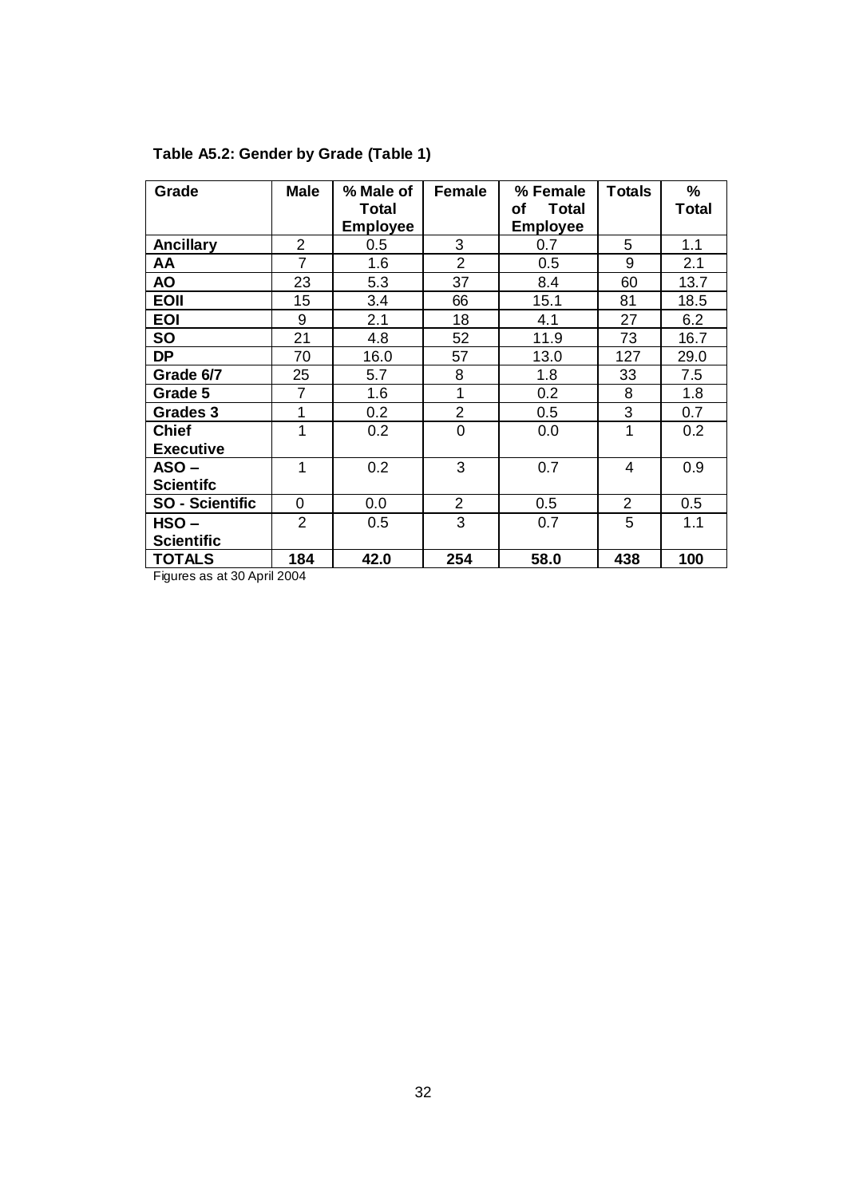**Table A5.2: Gender by Grade (Table 1)**

| Grade | Male | % Male of Total Employee | Female | % Female of Total Employee | Totals | % Total |
|---|---|---|---|---|---|---|
| **Ancillary** | 2 | 0.5 | 3 | 0.7 | 5 | 1.1 |
| **AA** | 7 | 1.6 | 2 | 0.5 | 9 | 2.1 |
| **AO** | 23 | 5.3 | 37 | 8.4 | 60 | 13.7 |
| **EOII** | 15 | 3.4 | 66 | 15.1 | 81 | 18.5 |
| **EOI** | 9 | 2.1 | 18 | 4.1 | 27 | 6.2 |
| **SO** | 21 | 4.8 | 52 | 11.9 | 73 | 16.7 |
| **DP** | 70 | 16.0 | 57 | 13.0 | 127 | 29.0 |
| **Grade 6/7** | 25 | 5.7 | 8 | 1.8 | 33 | 7.5 |
| **Grade 5** | 7 | 1.6 | 1 | 0.2 | 8 | 1.8 |
| **Grades 3** | 1 | 0.2 | 2 | 0.5 | 3 | 0.7 |
| **Chief Executive** | 1 | 0.2 | 0 | 0.0 | 1 | 0.2 |
| **ASO – Scientifc** | 1 | 0.2 | 3 | 0.7 | 4 | 0.9 |
| **SO - Scientific** | 0 | 0.0 | 2 | 0.5 | 2 | 0.5 |
| **HSO – Scientific** | 2 | 0.5 | 3 | 0.7 | 5 | 1.1 |
| **TOTALS** | **184** | **42.0** | **254** | **58.0** | **438** | **100** |

Figures as at 30 April 2004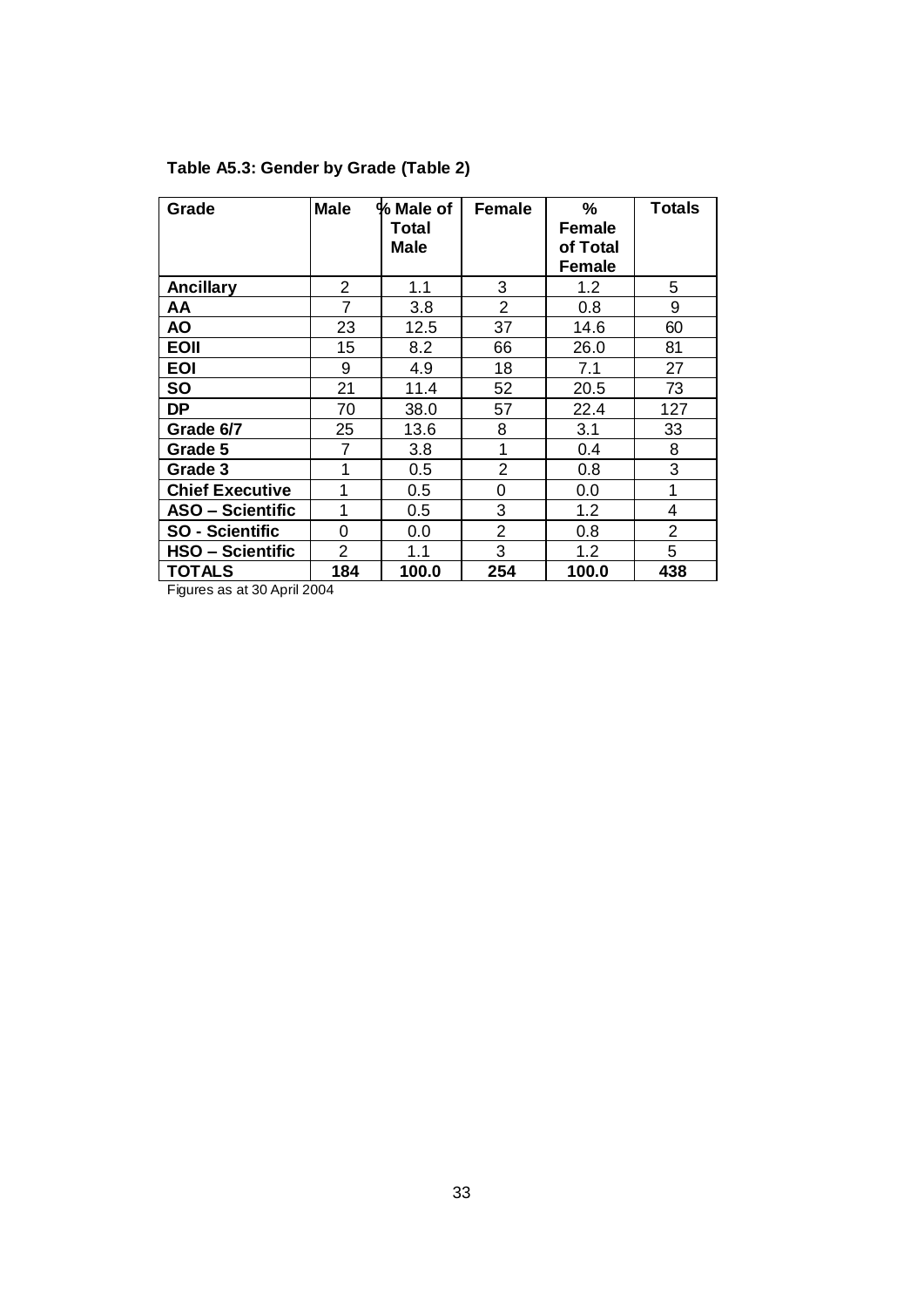**Table A5.3: Gender by Grade (Table 2)**

| Grade | Male | % Male of Total Male | Female | % Female of Total Female | Totals |
|---|---|---|---|---|---|
| **Ancillary** | 2 | 1.1 | 3 | 1.2 | 5 |
| **AA** | 7 | 3.8 | 2 | 0.8 | 9 |
| **AO** | 23 | 12.5 | 37 | 14.6 | 60 |
| **EOII** | 15 | 8.2 | 66 | 26.0 | 81 |
| **EOI** | 9 | 4.9 | 18 | 7.1 | 27 |
| **SO** | 21 | 11.4 | 52 | 20.5 | 73 |
| **DP** | 70 | 38.0 | 57 | 22.4 | 127 |
| **Grade 6/7** | 25 | 13.6 | 8 | 3.1 | 33 |
| **Grade 5** | 7 | 3.8 | 1 | 0.4 | 8 |
| **Grade 3** | 1 | 0.5 | 2 | 0.8 | 3 |
| **Chief Executive** | 1 | 0.5 | 0 | 0.0 | 1 |
| **ASO – Scientific** | 1 | 0.5 | 3 | 1.2 | 4 |
| **SO - Scientific** | 0 | 0.0 | 2 | 0.8 | 2 |
| **HSO – Scientific** | 2 | 1.1 | 3 | 1.2 | 5 |
| **TOTALS** | **184** | **100.0** | **254** | **100.0** | **438** |

Figures as at 30 April 2004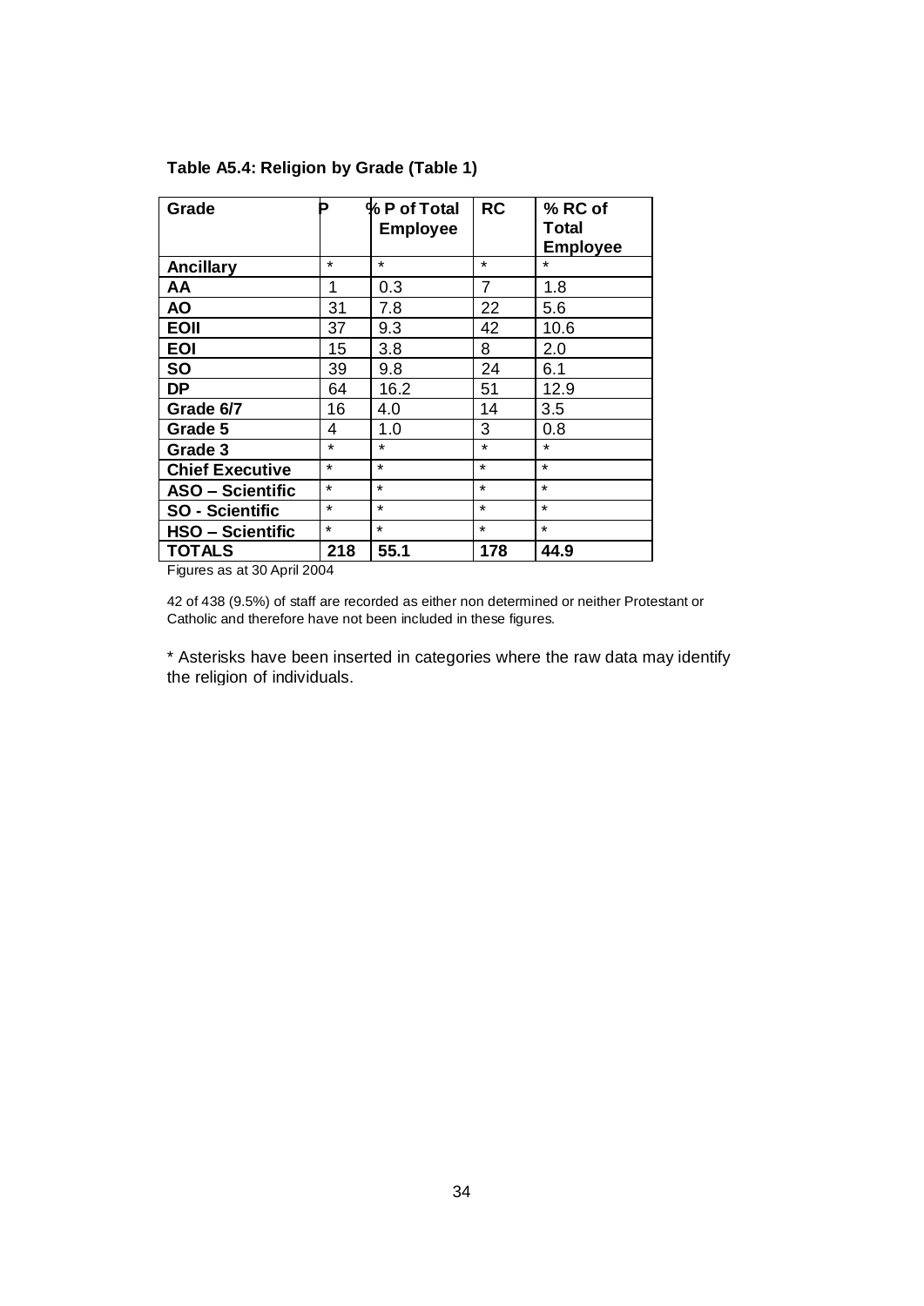**Table A5.4: Religion by Grade (Table 1)**

| Grade | P | % P of Total Employee | RC | % RC of Total Employee |
|---|---|---|---|---|
| **Ancillary** | * | * | * | * |
| **AA** | 1 | 0.3 | 7 | 1.8 |
| **AO** | 31 | 7.8 | 22 | 5.6 |
| **EOII** | 37 | 9.3 | 42 | 10.6 |
| **EOI** | 15 | 3.8 | 8 | 2.0 |
| **SO** | 39 | 9.8 | 24 | 6.1 |
| **DP** | 64 | 16.2 | 51 | 12.9 |
| **Grade 6/7** | 16 | 4.0 | 14 | 3.5 |
| **Grade 5** | 4 | 1.0 | 3 | 0.8 |
| **Grade 3** | * | * | * | * |
| **Chief Executive** | * | * | * | * |
| **ASO – Scientific** | * | * | * | * |
| **SO - Scientific** | * | * | * | * |
| **HSO – Scientific** | * | * | * | * |
| **TOTALS** | **218** | **55.1** | **178** | **44.9** |

Figures as at 30 April 2004

42 of 438 (9.5%) of staff are recorded as either non determined or neither Protestant or Catholic and therefore have not been included in these figures.

* Asterisks have been inserted in categories where the raw data may identify the religion of individuals.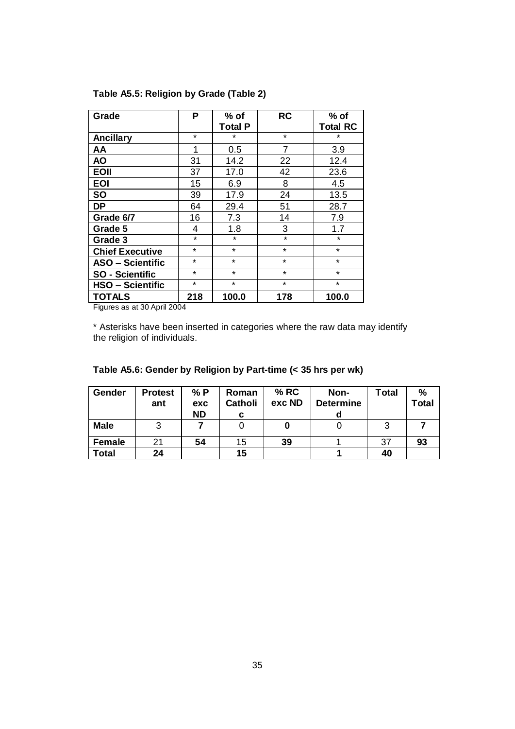**Table A5.5: Religion by Grade (Table 2)**

| Grade | P | % of Total P | RC | % of Total RC |
|---|---|---|---|---|
| **Ancillary** | * | * | * | * |
| **AA** | 1 | 0.5 | 7 | 3.9 |
| **AO** | 31 | 14.2 | 22 | 12.4 |
| **EOII** | 37 | 17.0 | 42 | 23.6 |
| **EOI** | 15 | 6.9 | 8 | 4.5 |
| **SO** | 39 | 17.9 | 24 | 13.5 |
| **DP** | 64 | 29.4 | 51 | 28.7 |
| **Grade 6/7** | 16 | 7.3 | 14 | 7.9 |
| **Grade 5** | 4 | 1.8 | 3 | 1.7 |
| **Grade 3** | * | * | * | * |
| **Chief Executive** | * | * | * | * |
| **ASO – Scientific** | * | * | * | * |
| **SO - Scientific** | * | * | * | * |
| **HSO – Scientific** | * | * | * | * |
| **TOTALS** | **218** | **100.0** | **178** | **100.0** |

Figures as at 30 April 2004

* Asterisks have been inserted in categories where the raw data may identify the religion of individuals.

**Table A5.6: Gender by Religion by Part-time (< 35 hrs per wk)**

| Gender | Protestant | % P exc ND | Roman Catholic | % RC exc ND | Non-Determined | Total | % Total |
|---|---|---|---|---|---|---|---|
| **Male** | 3 | **7** | 0 | **0** | 0 | 3 | **7** |
| **Female** | 21 | **54** | 15 | **39** | 1 | 37 | **93** |
| **Total** | **24** | | **15** | | **1** | **40** | |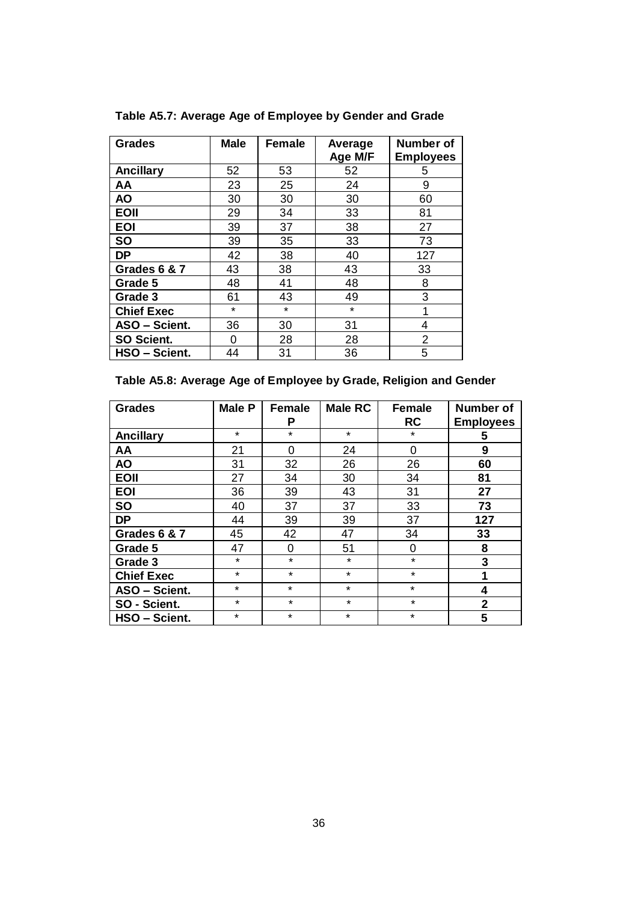**Table A5.7: Average Age of Employee by Gender and Grade**

| Grades | Male | Female | Average Age M/F | Number of Employees |
|---|---|---|---|---|
| **Ancillary** | 52 | 53 | 52 | 5 |
| **AA** | 23 | 25 | 24 | 9 |
| **AO** | 30 | 30 | 30 | 60 |
| **EOII** | 29 | 34 | 33 | 81 |
| **EOI** | 39 | 37 | 38 | 27 |
| **SO** | 39 | 35 | 33 | 73 |
| **DP** | 42 | 38 | 40 | 127 |
| **Grades 6 & 7** | 43 | 38 | 43 | 33 |
| **Grade 5** | 48 | 41 | 48 | 8 |
| **Grade 3** | 61 | 43 | 49 | 3 |
| **Chief Exec** | * | * | * | 1 |
| **ASO – Scient.** | 36 | 30 | 31 | 4 |
| **SO Scient.** | 0 | 28 | 28 | 2 |
| **HSO – Scient.** | 44 | 31 | 36 | 5 |

**Table A5.8: Average Age of Employee by Grade, Religion and Gender**

| Grades | Male P | Female P | Male RC | Female RC | Number of Employees |
|---|---|---|---|---|---|
| **Ancillary** | * | * | * | * | **5** |
| **AA** | 21 | 0 | 24 | 0 | **9** |
| **AO** | 31 | 32 | 26 | 26 | **60** |
| **EOII** | 27 | 34 | 30 | 34 | **81** |
| **EOI** | 36 | 39 | 43 | 31 | **27** |
| **SO** | 40 | 37 | 37 | 33 | **73** |
| **DP** | 44 | 39 | 39 | 37 | **127** |
| **Grades 6 & 7** | 45 | 42 | 47 | 34 | **33** |
| **Grade 5** | 47 | 0 | 51 | 0 | **8** |
| **Grade 3** | * | * | * | * | **3** |
| **Chief Exec** | * | * | * | * | **1** |
| **ASO – Scient.** | * | * | * | * | **4** |
| **SO - Scient.** | * | * | * | * | **2** |
| **HSO – Scient.** | * | * | * | * | **5** |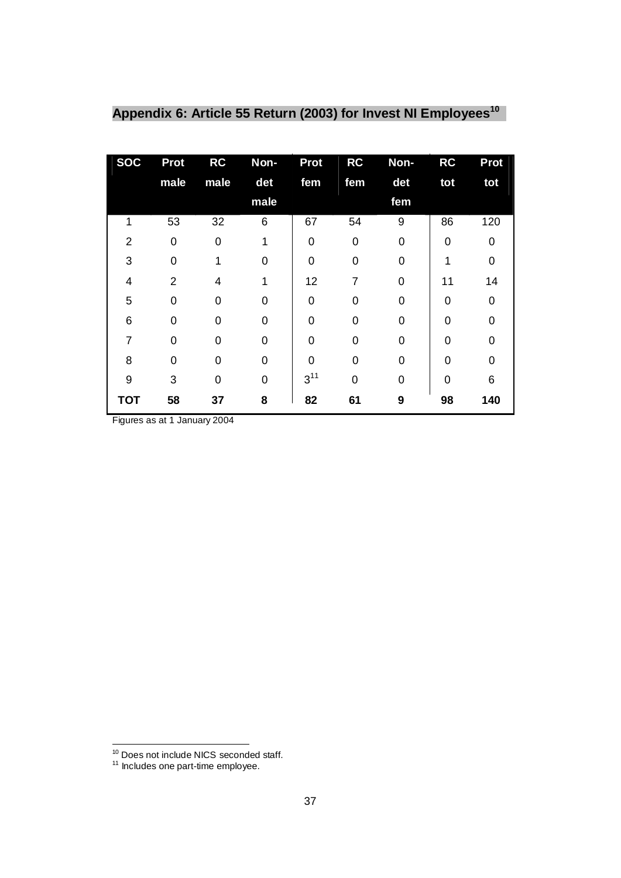## Appendix 6: Article 55 Return (2003) for Invest NI Employees[10]

| SOC | Prot male | RC male | Non-det male | Prot fem | RC fem | Non-det fem | RC tot | Prot tot |
|---|---|---|---|---|---|---|---|---|
| 1 | 53 | 32 | 6 | 67 | 54 | 9 | 86 | 120 |
| 2 | 0 | 0 | 1 | 0 | 0 | 0 | 0 | 0 |
| 3 | 0 | 1 | 0 | 0 | 0 | 0 | 1 | 0 |
| 4 | 2 | 4 | 1 | 12 | 7 | 0 | 11 | 14 |
| 5 | 0 | 0 | 0 | 0 | 0 | 0 | 0 | 0 |
| 6 | 0 | 0 | 0 | 0 | 0 | 0 | 0 | 0 |
| 7 | 0 | 0 | 0 | 0 | 0 | 0 | 0 | 0 |
| 8 | 0 | 0 | 0 | 0 | 0 | 0 | 0 | 0 |
| 9 | 3 | 0 | 0 | 3[11] | 0 | 0 | 0 | 6 |
| **TOT** | **58** | **37** | **8** | **82** | **61** | **9** | **98** | **140** |

Figures as at 1 January 2004

[10] Does not include NICS seconded staff.
[11] Includes one part-time employee.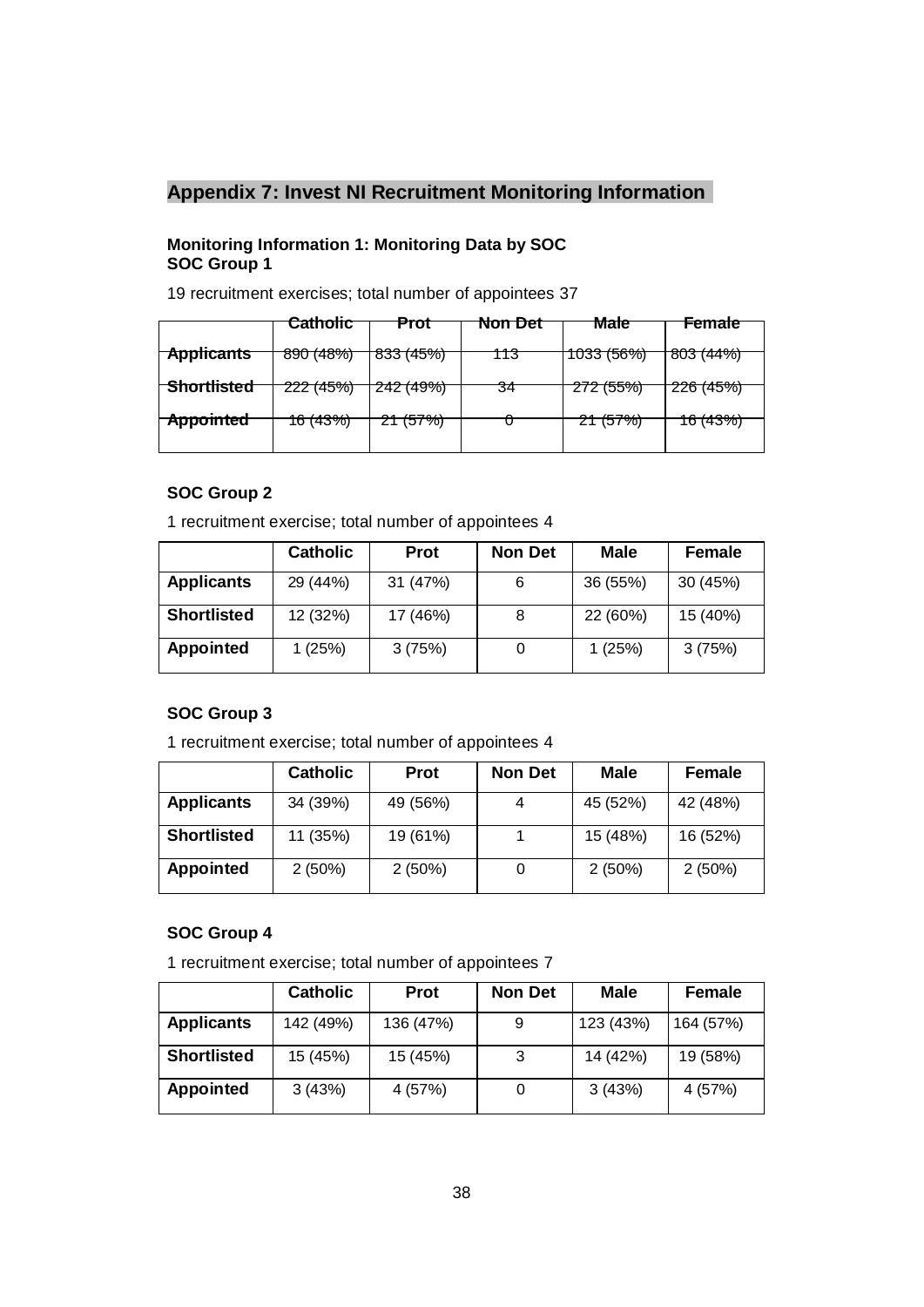## Appendix 7: Invest NI Recruitment Monitoring Information

### Monitoring Information 1: Monitoring Data by SOC

#### SOC Group 1

19 recruitment exercises; total number of appointees 37

| | Catholic | Prot | Non Det | Male | Female |
|---|---|---|---|---|---|
| Applicants | 890 (48%) | 833 (45%) | 113 | 1033 (56%) | 803 (44%) |
| Shortlisted | 222 (45%) | 242 (49%) | 34 | 272 (55%) | 226 (45%) |
| Appointed | 16 (43%) | 21 (57%) | 0 | 21 (57%) | 16 (43%) |

#### SOC Group 2

1 recruitment exercise; total number of appointees 4

| | Catholic | Prot | Non Det | Male | Female |
|---|---|---|---|---|---|
| Applicants | 29 (44%) | 31 (47%) | 6 | 36 (55%) | 30 (45%) |
| Shortlisted | 12 (32%) | 17 (46%) | 8 | 22 (60%) | 15 (40%) |
| Appointed | 1 (25%) | 3 (75%) | 0 | 1 (25%) | 3 (75%) |

#### SOC Group 3

1 recruitment exercise; total number of appointees 4

| | Catholic | Prot | Non Det | Male | Female |
|---|---|---|---|---|---|
| Applicants | 34 (39%) | 49 (56%) | 4 | 45 (52%) | 42 (48%) |
| Shortlisted | 11 (35%) | 19 (61%) | 1 | 15 (48%) | 16 (52%) |
| Appointed | 2 (50%) | 2 (50%) | 0 | 2 (50%) | 2 (50%) |

#### SOC Group 4

1 recruitment exercise; total number of appointees 7

| | Catholic | Prot | Non Det | Male | Female |
|---|---|---|---|---|---|
| Applicants | 142 (49%) | 136 (47%) | 9 | 123 (43%) | 164 (57%) |
| Shortlisted | 15 (45%) | 15 (45%) | 3 | 14 (42%) | 19 (58%) |
| Appointed | 3 (43%) | 4 (57%) | 0 | 3 (43%) | 4 (57%) |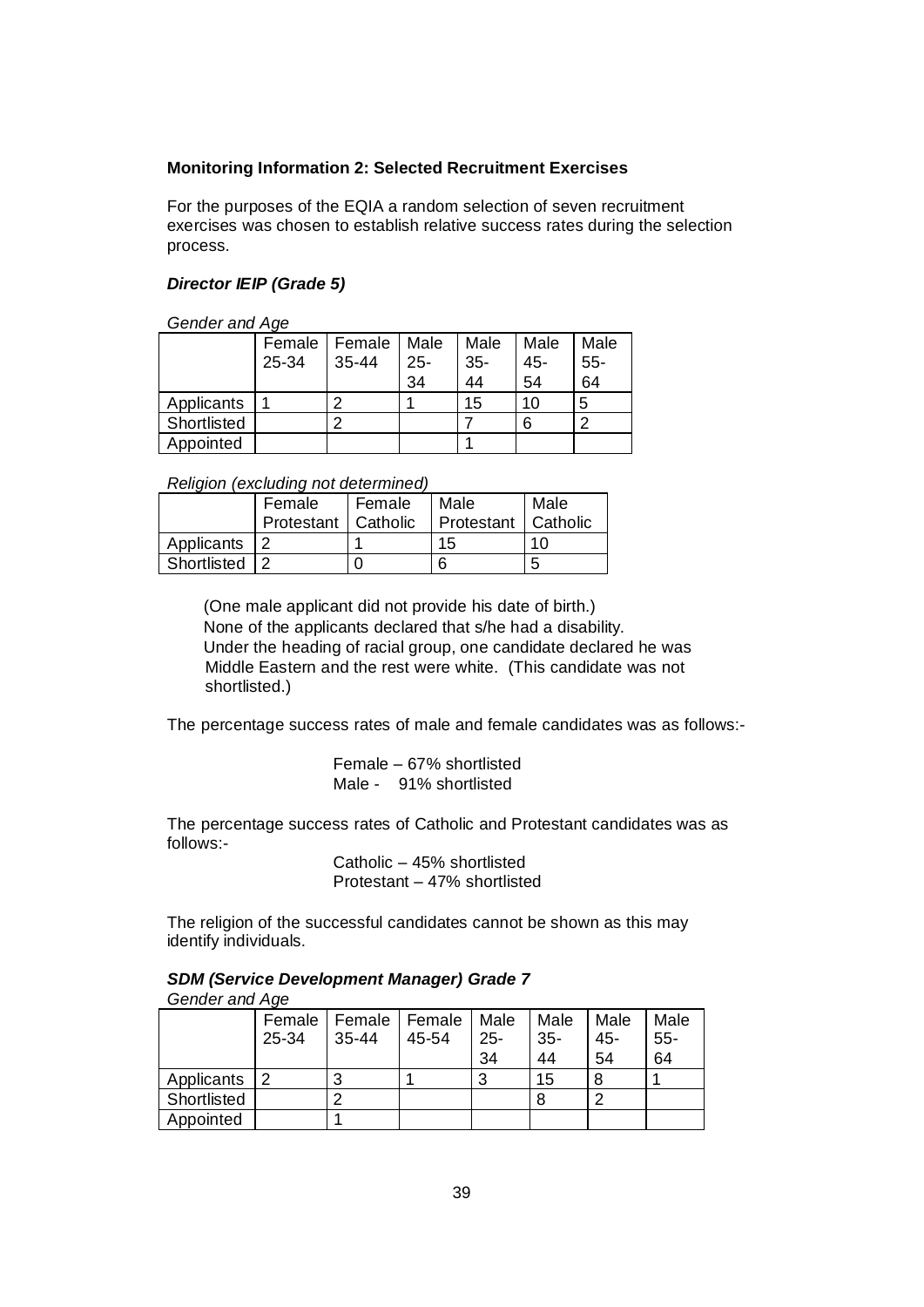**Monitoring Information 2: Selected Recruitment Exercises**

For the purposes of the EQIA a random selection of seven recruitment exercises was chosen to establish relative success rates during the selection process.

***Director IEIP (Grade 5)***

*Gender and Age*

| | Female 25-34 | Female 35-44 | Male 25-34 | Male 35-44 | Male 45-54 | Male 55-64 |
|---|---|---|---|---|---|---|
| Applicants | 1 | 2 | 1 | 15 | 10 | 5 |
| Shortlisted | | 2 | | 7 | 6 | 2 |
| Appointed | | | | 1 | | |

*Religion (excluding not determined)*

| | Female Protestant | Female Catholic | Male Protestant | Male Catholic |
|---|---|---|---|---|
| Applicants | 2 | 1 | 15 | 10 |
| Shortlisted | 2 | 0 | 6 | 5 |

(One male applicant did not provide his date of birth.)
None of the applicants declared that s/he had a disability.
Under the heading of racial group, one candidate declared he was Middle Eastern and the rest were white. (This candidate was not shortlisted.)

The percentage success rates of male and female candidates was as follows:-

Female – 67% shortlisted
Male - 91% shortlisted

The percentage success rates of Catholic and Protestant candidates was as follows:-

Catholic – 45% shortlisted
Protestant – 47% shortlisted

The religion of the successful candidates cannot be shown as this may identify individuals.

***SDM (Service Development Manager) Grade 7***

*Gender and Age*

| | Female 25-34 | Female 35-44 | Female 45-54 | Male 25-34 | Male 35-44 | Male 45-54 | Male 55-64 |
|---|---|---|---|---|---|---|---|
| Applicants | 2 | 3 | 1 | 3 | 15 | 8 | 1 |
| Shortlisted | | 2 | | | 8 | 2 | |
| Appointed | | 1 | | | | | |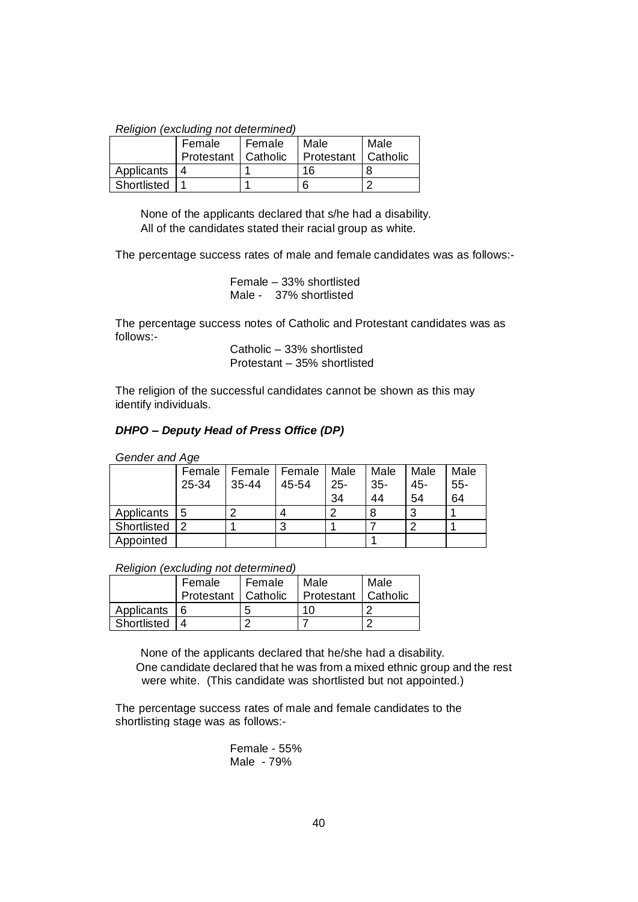*Religion (excluding not determined)*

| | Female Protestant | Female Catholic | Male Protestant | Male Catholic |
|---|---|---|---|---|
| Applicants | 4 | 1 | 16 | 8 |
| Shortlisted | 1 | 1 | 6 | 2 |

None of the applicants declared that s/he had a disability.
All of the candidates stated their racial group as white.

The percentage success rates of male and female candidates was as follows:-

Female – 33% shortlisted
Male - 37% shortlisted

The percentage success notes of Catholic and Protestant candidates was as follows:-

Catholic – 33% shortlisted
Protestant – 35% shortlisted

The religion of the successful candidates cannot be shown as this may identify individuals.

***DHPO – Deputy Head of Press Office (DP)***

*Gender and Age*

| | Female 25-34 | Female 35-44 | Female 45-54 | Male 25-34 | Male 35-44 | Male 45-54 | Male 55-64 |
|---|---|---|---|---|---|---|---|
| Applicants | 5 | 2 | 4 | 2 | 8 | 3 | 1 |
| Shortlisted | 2 | 1 | 3 | 1 | 7 | 2 | 1 |
| Appointed | | | | | 1 | | |

*Religion (excluding not determined)*

| | Female Protestant | Female Catholic | Male Protestant | Male Catholic |
|---|---|---|---|---|
| Applicants | 6 | 5 | 10 | 2 |
| Shortlisted | 4 | 2 | 7 | 2 |

None of the applicants declared that he/she had a disability.
One candidate declared that he was from a mixed ethnic group and the rest were white. (This candidate was shortlisted but not appointed.)

The percentage success rates of male and female candidates to the shortlisting stage was as follows:-

Female - 55%
Male - 79%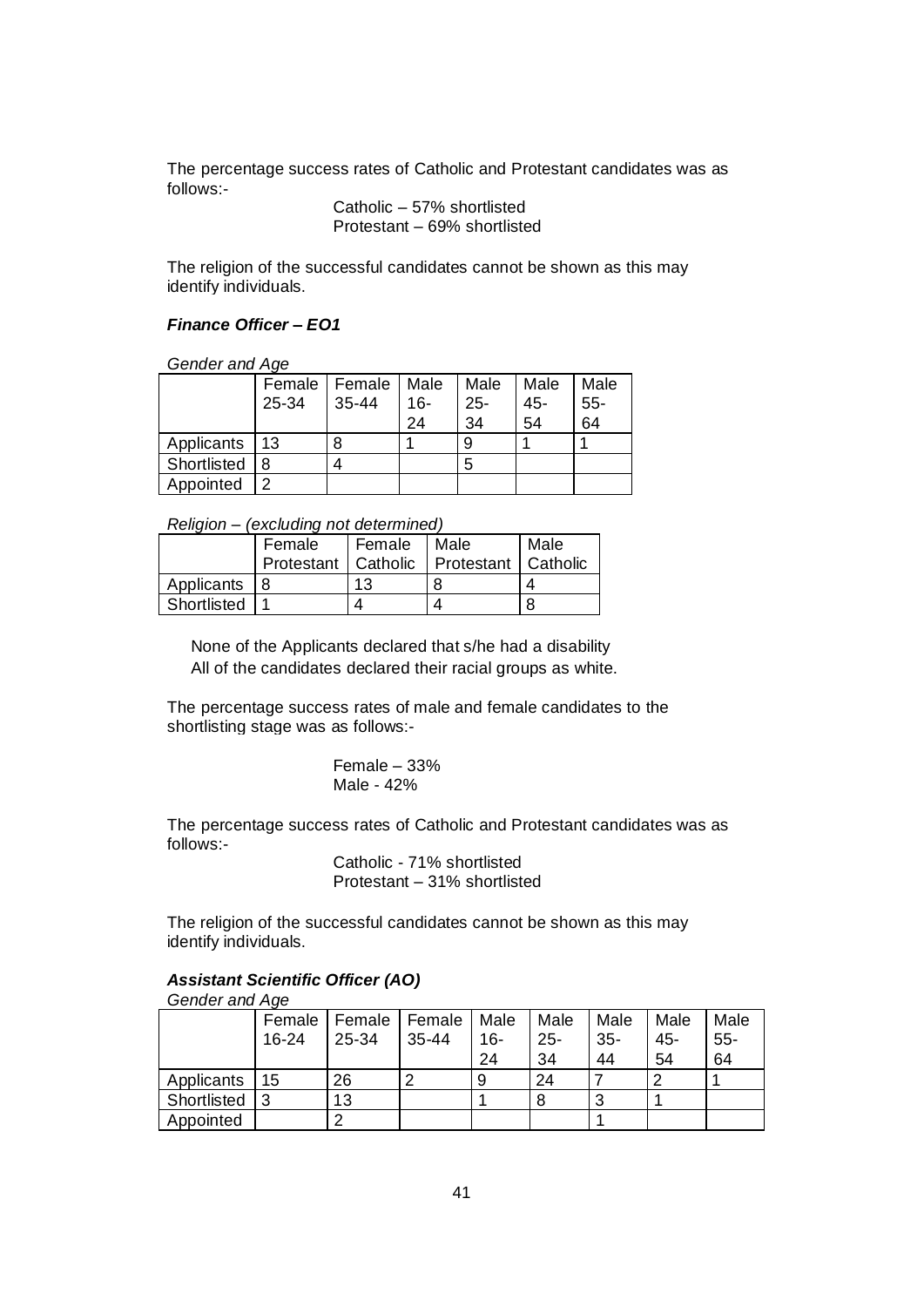The percentage success rates of Catholic and Protestant candidates was as follows:-

Catholic – 57% shortlisted
Protestant – 69% shortlisted

The religion of the successful candidates cannot be shown as this may identify individuals.

### *Finance Officer – EO1*

*Gender and Age*

| | Female 25-34 | Female 35-44 | Male 16-24 | Male 25-34 | Male 45-54 | Male 55-64 |
|---|---|---|---|---|---|---|
| Applicants | 13 | 8 | 1 | 9 | 1 | 1 |
| Shortlisted | 8 | 4 | | 5 | | |
| Appointed | 2 | | | | | |

*Religion – (excluding not determined)*

| | Female Protestant | Female Catholic | Male Protestant | Male Catholic |
|---|---|---|---|---|
| Applicants | 8 | 13 | 8 | 4 |
| Shortlisted | 1 | 4 | 4 | 8 |

None of the Applicants declared that s/he had a disability
All of the candidates declared their racial groups as white.

The percentage success rates of male and female candidates to the shortlisting stage was as follows:-

Female – 33%
Male - 42%

The percentage success rates of Catholic and Protestant candidates was as follows:-

Catholic - 71% shortlisted
Protestant – 31% shortlisted

The religion of the successful candidates cannot be shown as this may identify individuals.

### *Assistant Scientific Officer (AO)*

*Gender and Age*

| | Female 16-24 | Female 25-34 | Female 35-44 | Male 16-24 | Male 25-34 | Male 35-44 | Male 45-54 | Male 55-64 |
|---|---|---|---|---|---|---|---|---|
| Applicants | 15 | 26 | 2 | 9 | 24 | 7 | 2 | 1 |
| Shortlisted | 3 | 13 | | 1 | 8 | 3 | 1 | |
| Appointed | | 2 | | | | 1 | | |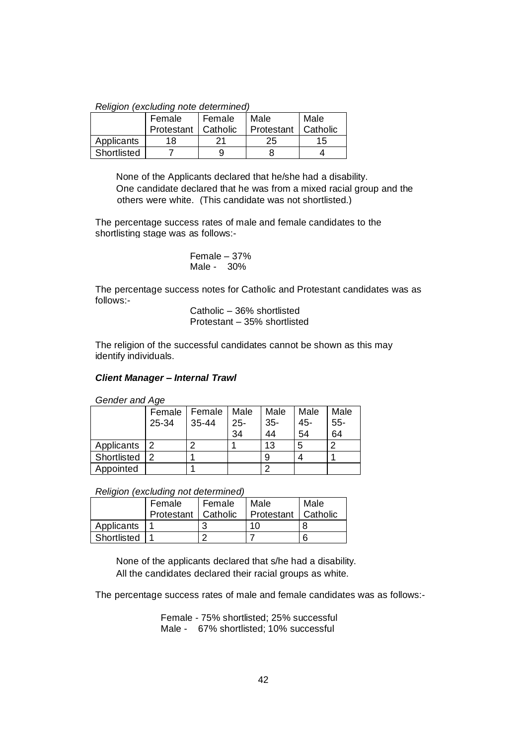*Religion (excluding note determined)*

| | Female Protestant | Female Catholic | Male Protestant | Male Catholic |
|---|---|---|---|---|
| Applicants | 18 | 21 | 25 | 15 |
| Shortlisted | 7 | 9 | 8 | 4 |

None of the Applicants declared that he/she had a disability.
One candidate declared that he was from a mixed racial group and the others were white. (This candidate was not shortlisted.)

The percentage success rates of male and female candidates to the shortlisting stage was as follows:-

Female – 37%
Male - 30%

The percentage success notes for Catholic and Protestant candidates was as follows:-

Catholic – 36% shortlisted
Protestant – 35% shortlisted

The religion of the successful candidates cannot be shown as this may identify individuals.

***Client Manager – Internal Trawl***

*Gender and Age*

| | Female 25-34 | Female 35-44 | Male 25-34 | Male 35-44 | Male 45-54 | Male 55-64 |
|---|---|---|---|---|---|---|
| Applicants | 2 | 2 | 1 | 13 | 5 | 2 |
| Shortlisted | 2 | 1 | | 9 | 4 | 1 |
| Appointed | | 1 | | 2 | | |

*Religion (excluding not determined)*

| | Female Protestant | Female Catholic | Male Protestant | Male Catholic |
|---|---|---|---|---|
| Applicants | 1 | 3 | 10 | 8 |
| Shortlisted | 1 | 2 | 7 | 6 |

None of the applicants declared that s/he had a disability.
All the candidates declared their racial groups as white.

The percentage success rates of male and female candidates was as follows:-

Female - 75% shortlisted; 25% successful
Male - 67% shortlisted; 10% successful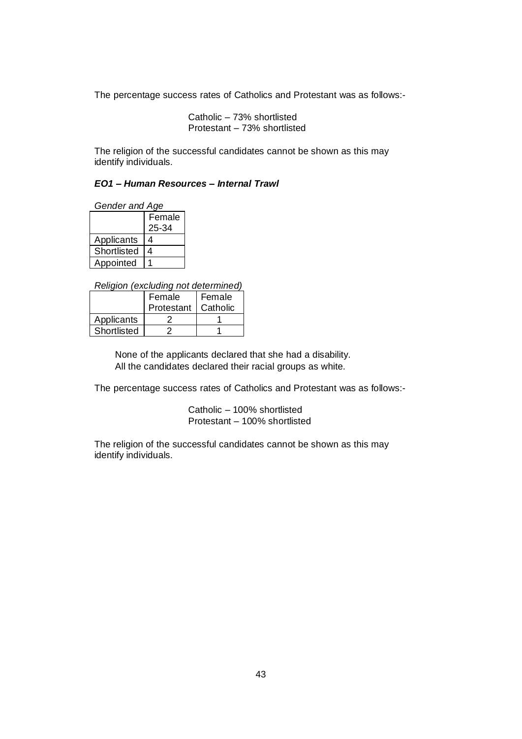The percentage success rates of Catholics and Protestant was as follows:-

Catholic – 73% shortlisted
Protestant – 73% shortlisted

The religion of the successful candidates cannot be shown as this may identify individuals.

### ***EO1 – Human Resources – Internal Trawl***

*Gender and Age*

| | Female 25-34 |
|---|---|
| Applicants | 4 |
| Shortlisted | 4 |
| Appointed | 1 |

*Religion (excluding not determined)*

| | Female Protestant | Female Catholic |
|---|---|---|
| Applicants | 2 | 1 |
| Shortlisted | 2 | 1 |

None of the applicants declared that she had a disability.
All the candidates declared their racial groups as white.

The percentage success rates of Catholics and Protestant was as follows:-

Catholic – 100% shortlisted
Protestant – 100% shortlisted

The religion of the successful candidates cannot be shown as this may identify individuals.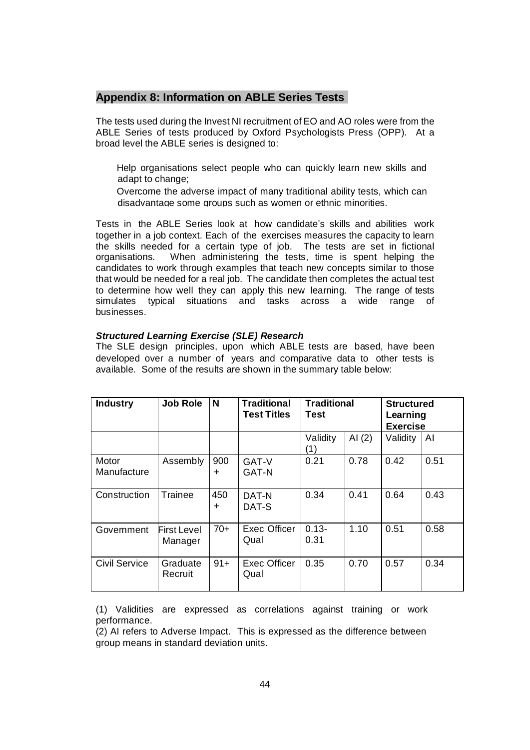## Appendix 8: Information on ABLE Series Tests

The tests used during the Invest NI recruitment of EO and AO roles were from the ABLE Series of tests produced by Oxford Psychologists Press (OPP). At a broad level the ABLE series is designed to:

- Help organisations select people who can quickly learn new skills and adapt to change;
- Overcome the adverse impact of many traditional ability tests, which can disadvantage some groups such as women or ethnic minorities.

Tests in the ABLE Series look at how candidate's skills and abilities work together in a job context. Each of the exercises measures the capacity to learn the skills needed for a certain type of job. The tests are set in fictional organisations. When administering the tests, time is spent helping the candidates to work through examples that teach new concepts similar to those that would be needed for a real job. The candidate then completes the actual test to determine how well they can apply this new learning. The range of tests simulates typical situations and tasks across a wide range of businesses.

***Structured Learning Exercise (SLE) Research***

The SLE design principles, upon which ABLE tests are based, have been developed over a number of years and comparative data to other tests is available. Some of the results are shown in the summary table below:

| Industry | Job Role | N | Traditional Test Titles | Traditional Test | | Structured Learning Exercise | |
|---|---|---|---|---|---|---|---|
| | | | | Validity (1) | AI (2) | Validity | AI |
| Motor Manufacture | Assembly | 900 + | GAT-V GAT-N | 0.21 | 0.78 | 0.42 | 0.51 |
| Construction | Trainee | 450 + | DAT-N DAT-S | 0.34 | 0.41 | 0.64 | 0.43 |
| Government | First Level Manager | 70+ | Exec Officer Qual | 0.13-0.31 | 1.10 | 0.51 | 0.58 |
| Civil Service | Graduate Recruit | 91+ | Exec Officer Qual | 0.35 | 0.70 | 0.57 | 0.34 |

(1) Validities are expressed as correlations against training or work performance.

(2) AI refers to Adverse Impact. This is expressed as the difference between group means in standard deviation units.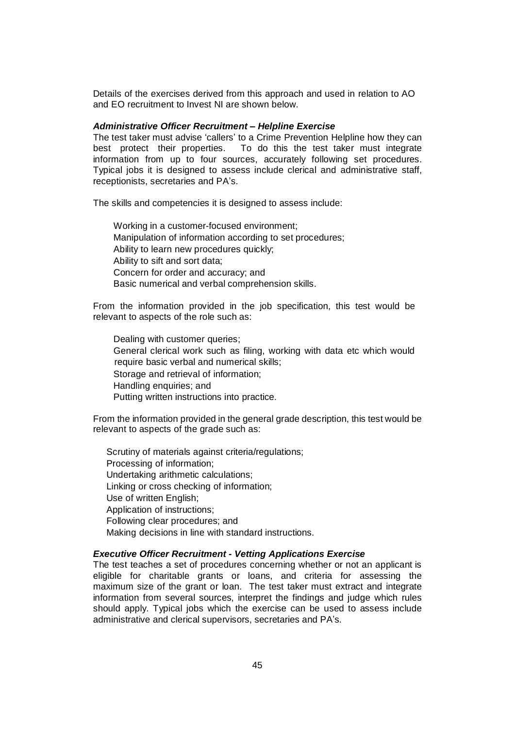Details of the exercises derived from this approach and used in relation to AO and EO recruitment to Invest NI are shown below.

***Administrative Officer Recruitment – Helpline Exercise***

The test taker must advise 'callers' to a Crime Prevention Helpline how they can best protect their properties. To do this the test taker must integrate information from up to four sources, accurately following set procedures. Typical jobs it is designed to assess include clerical and administrative staff, receptionists, secretaries and PA's.

The skills and competencies it is designed to assess include:

- Working in a customer-focused environment;
- Manipulation of information according to set procedures;
- Ability to learn new procedures quickly;
- Ability to sift and sort data;
- Concern for order and accuracy; and
- Basic numerical and verbal comprehension skills.

From the information provided in the job specification, this test would be relevant to aspects of the role such as:

- Dealing with customer queries;
- General clerical work such as filing, working with data etc which would require basic verbal and numerical skills;
- Storage and retrieval of information;
- Handling enquiries; and
- Putting written instructions into practice.

From the information provided in the general grade description, this test would be relevant to aspects of the grade such as:

- Scrutiny of materials against criteria/regulations;
- Processing of information;
- Undertaking arithmetic calculations;
- Linking or cross checking of information;
- Use of written English;
- Application of instructions;
- Following clear procedures; and
- Making decisions in line with standard instructions.

***Executive Officer Recruitment - Vetting Applications Exercise***

The test teaches a set of procedures concerning whether or not an applicant is eligible for charitable grants or loans, and criteria for assessing the maximum size of the grant or loan. The test taker must extract and integrate information from several sources, interpret the findings and judge which rules should apply. Typical jobs which the exercise can be used to assess include administrative and clerical supervisors, secretaries and PA's.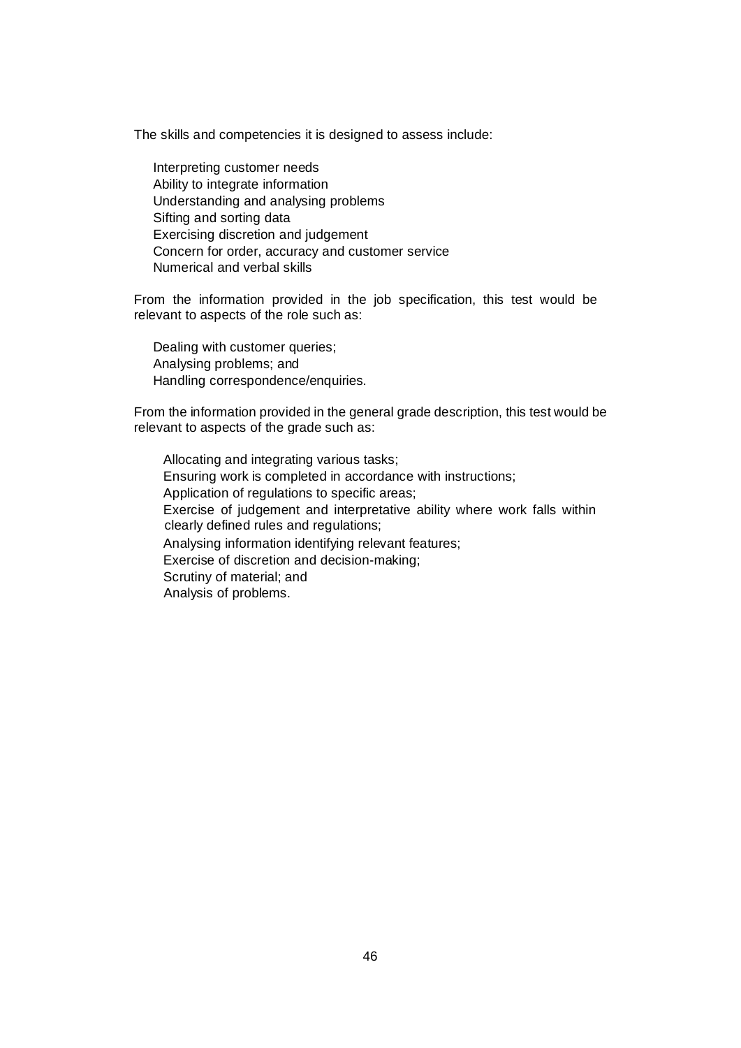The skills and competencies it is designed to assess include:

- Interpreting customer needs
- Ability to integrate information
- Understanding and analysing problems
- Sifting and sorting data
- Exercising discretion and judgement
- Concern for order, accuracy and customer service
- Numerical and verbal skills

From the information provided in the job specification, this test would be relevant to aspects of the role such as:

- Dealing with customer queries;
- Analysing problems; and
- Handling correspondence/enquiries.

From the information provided in the general grade description, this test would be relevant to aspects of the grade such as:

- Allocating and integrating various tasks;
- Ensuring work is completed in accordance with instructions;
- Application of regulations to specific areas;
- Exercise of judgement and interpretative ability where work falls within clearly defined rules and regulations;
- Analysing information identifying relevant features;
- Exercise of discretion and decision-making;
- Scrutiny of material; and
- Analysis of problems.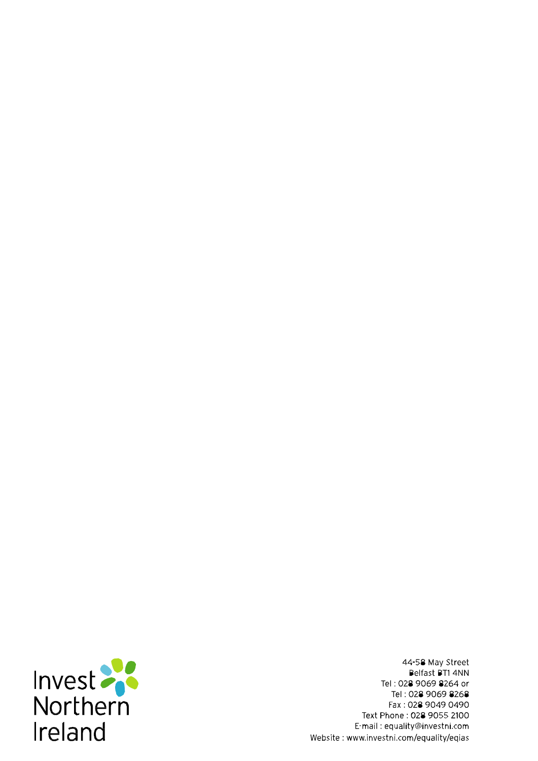Invest Northern Ireland

44-58 May Street
Belfast BT1 4NN
Tel : 028 9069 8264 or
Tel : 028 9069 8268
Fax : 028 9049 0490
Text Phone : 028 9055 2100
E-mail : equality@investni.com
Website : www.investni.com/equality/eqias